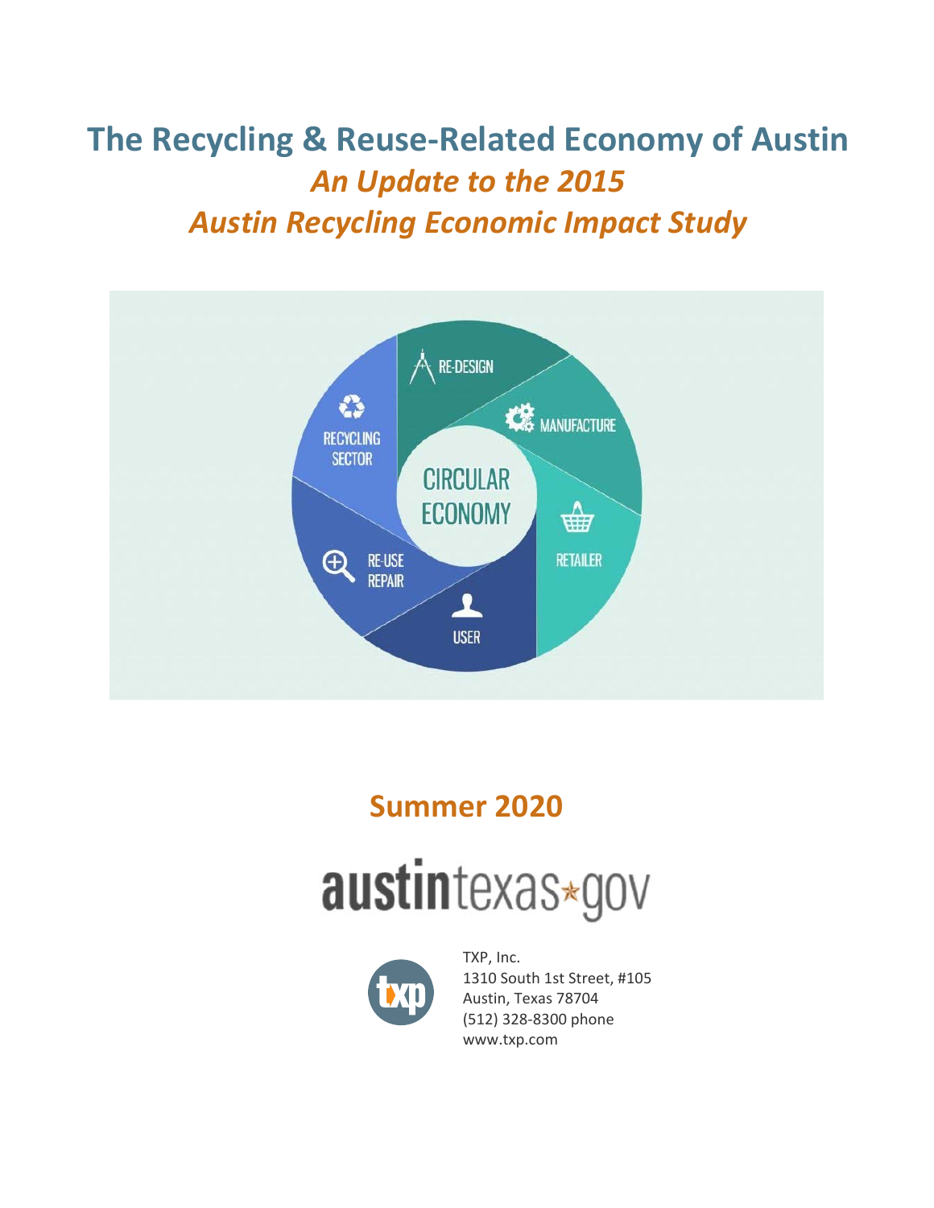# The Recycling & Reuse-Related Economy of Austin

## *An Update to the 2015*
## *Austin Recycling Economic Impact Study*

RE-DESIGN

MANUFACTURE

RETAILER

USER

RE-USE REPAIR

RECYCLING SECTOR

CIRCULAR ECONOMY

## Summer 2020

austintexas.gov

TXP, Inc.
1310 South 1st Street, #105
Austin, Texas 78704
(512) 328-8300 phone
www.txp.com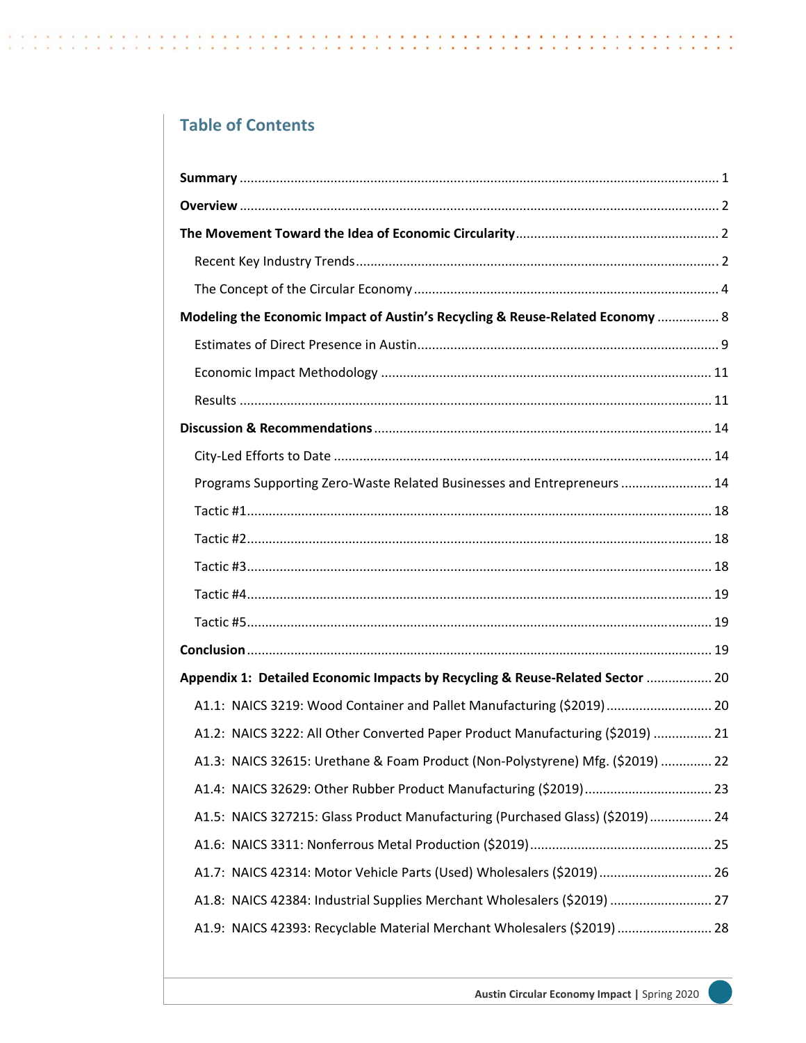## Table of Contents

**Summary** ........ 1

**Overview** ........ 2

**The Movement Toward the Idea of Economic Circularity** ........ 2

- Recent Key Industry Trends ........ 2
- The Concept of the Circular Economy ........ 4

**Modeling the Economic Impact of Austin's Recycling & Reuse-Related Economy** ........ 8

- Estimates of Direct Presence in Austin ........ 9
- Economic Impact Methodology ........ 11
- Results ........ 11

**Discussion & Recommendations** ........ 14

- City-Led Efforts to Date ........ 14
- Programs Supporting Zero-Waste Related Businesses and Entrepreneurs ........ 14
- Tactic #1 ........ 18
- Tactic #2 ........ 18
- Tactic #3 ........ 18
- Tactic #4 ........ 19
- Tactic #5 ........ 19

**Conclusion** ........ 19

**Appendix 1: Detailed Economic Impacts by Recycling & Reuse-Related Sector** ........ 20

- A1.1: NAICS 3219: Wood Container and Pallet Manufacturing ($2019) ........ 20
- A1.2: NAICS 3222: All Other Converted Paper Product Manufacturing ($2019) ........ 21
- A1.3: NAICS 32615: Urethane & Foam Product (Non-Polystyrene) Mfg. ($2019) ........ 22
- A1.4: NAICS 32629: Other Rubber Product Manufacturing ($2019) ........ 23
- A1.5: NAICS 327215: Glass Product Manufacturing (Purchased Glass) ($2019) ........ 24
- A1.6: NAICS 3311: Nonferrous Metal Production ($2019) ........ 25
- A1.7: NAICS 42314: Motor Vehicle Parts (Used) Wholesalers ($2019) ........ 26
- A1.8: NAICS 42384: Industrial Supplies Merchant Wholesalers ($2019) ........ 27
- A1.9: NAICS 42393: Recyclable Material Merchant Wholesalers ($2019) ........ 28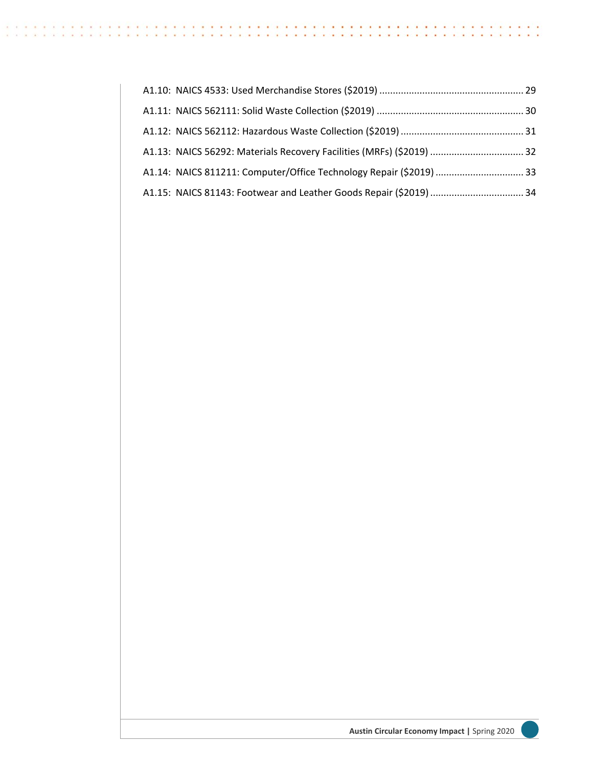A1.10: NAICS 4533: Used Merchandise Stores ($2019) ..... 29

A1.11: NAICS 562111: Solid Waste Collection ($2019) ..... 30

A1.12: NAICS 562112: Hazardous Waste Collection ($2019) ..... 31

A1.13: NAICS 56292: Materials Recovery Facilities (MRFs) ($2019) ..... 32

A1.14: NAICS 811211: Computer/Office Technology Repair ($2019) ..... 33

A1.15: NAICS 81143: Footwear and Leather Goods Repair ($2019) ..... 34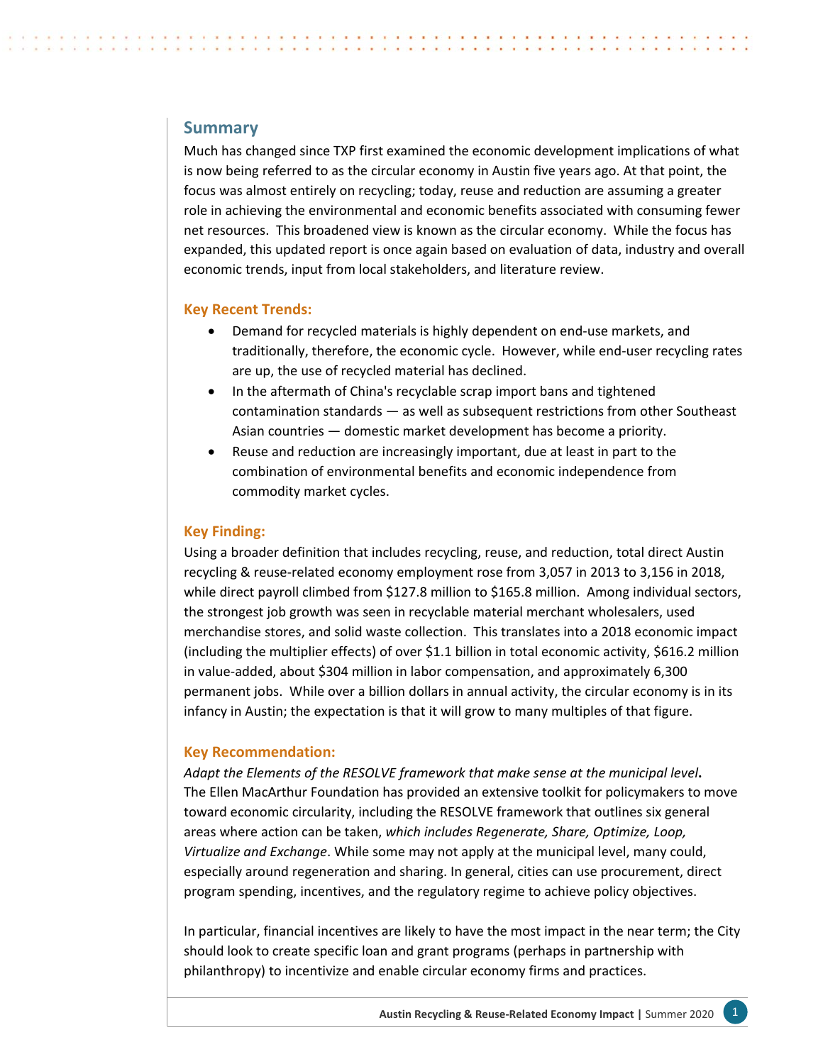## Summary

Much has changed since TXP first examined the economic development implications of what is now being referred to as the circular economy in Austin five years ago. At that point, the focus was almost entirely on recycling; today, reuse and reduction are assuming a greater role in achieving the environmental and economic benefits associated with consuming fewer net resources. This broadened view is known as the circular economy. While the focus has expanded, this updated report is once again based on evaluation of data, industry and overall economic trends, input from local stakeholders, and literature review.

### Key Recent Trends:

- Demand for recycled materials is highly dependent on end-use markets, and traditionally, therefore, the economic cycle. However, while end-user recycling rates are up, the use of recycled material has declined.
- In the aftermath of China's recyclable scrap import bans and tightened contamination standards — as well as subsequent restrictions from other Southeast Asian countries — domestic market development has become a priority.
- Reuse and reduction are increasingly important, due at least in part to the combination of environmental benefits and economic independence from commodity market cycles.

### Key Finding:

Using a broader definition that includes recycling, reuse, and reduction, total direct Austin recycling & reuse-related economy employment rose from 3,057 in 2013 to 3,156 in 2018, while direct payroll climbed from $127.8 million to $165.8 million. Among individual sectors, the strongest job growth was seen in recyclable material merchant wholesalers, used merchandise stores, and solid waste collection. This translates into a 2018 economic impact (including the multiplier effects) of over $1.1 billion in total economic activity, $616.2 million in value-added, about $304 million in labor compensation, and approximately 6,300 permanent jobs. While over a billion dollars in annual activity, the circular economy is in its infancy in Austin; the expectation is that it will grow to many multiples of that figure.

### Key Recommendation:

*Adapt the Elements of the RESOLVE framework that make sense at the municipal level***.**
The Ellen MacArthur Foundation has provided an extensive toolkit for policymakers to move toward economic circularity, including the RESOLVE framework that outlines six general areas where action can be taken, *which includes Regenerate, Share, Optimize, Loop, Virtualize and Exchange*. While some may not apply at the municipal level, many could, especially around regeneration and sharing. In general, cities can use procurement, direct program spending, incentives, and the regulatory regime to achieve policy objectives.

In particular, financial incentives are likely to have the most impact in the near term; the City should look to create specific loan and grant programs (perhaps in partnership with philanthropy) to incentivize and enable circular economy firms and practices.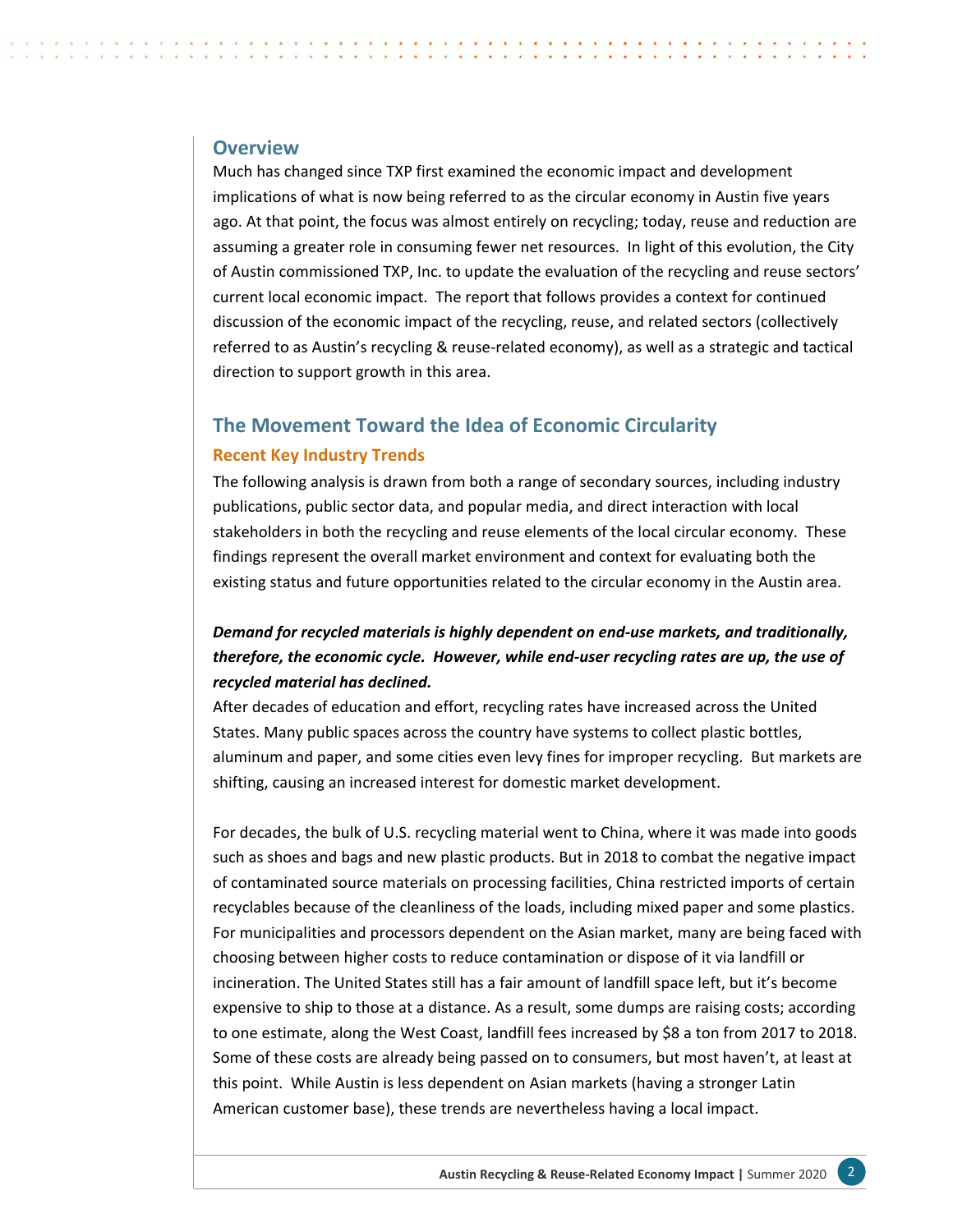## Overview

Much has changed since TXP first examined the economic impact and development implications of what is now being referred to as the circular economy in Austin five years ago. At that point, the focus was almost entirely on recycling; today, reuse and reduction are assuming a greater role in consuming fewer net resources. In light of this evolution, the City of Austin commissioned TXP, Inc. to update the evaluation of the recycling and reuse sectors' current local economic impact. The report that follows provides a context for continued discussion of the economic impact of the recycling, reuse, and related sectors (collectively referred to as Austin's recycling & reuse-related economy), as well as a strategic and tactical direction to support growth in this area.

## The Movement Toward the Idea of Economic Circularity

### Recent Key Industry Trends

The following analysis is drawn from both a range of secondary sources, including industry publications, public sector data, and popular media, and direct interaction with local stakeholders in both the recycling and reuse elements of the local circular economy. These findings represent the overall market environment and context for evaluating both the existing status and future opportunities related to the circular economy in the Austin area.

***Demand for recycled materials is highly dependent on end-use markets, and traditionally, therefore, the economic cycle. However, while end-user recycling rates are up, the use of recycled material has declined.***

After decades of education and effort, recycling rates have increased across the United States. Many public spaces across the country have systems to collect plastic bottles, aluminum and paper, and some cities even levy fines for improper recycling. But markets are shifting, causing an increased interest for domestic market development.

For decades, the bulk of U.S. recycling material went to China, where it was made into goods such as shoes and bags and new plastic products. But in 2018 to combat the negative impact of contaminated source materials on processing facilities, China restricted imports of certain recyclables because of the cleanliness of the loads, including mixed paper and some plastics. For municipalities and processors dependent on the Asian market, many are being faced with choosing between higher costs to reduce contamination or dispose of it via landfill or incineration. The United States still has a fair amount of landfill space left, but it's become expensive to ship to those at a distance. As a result, some dumps are raising costs; according to one estimate, along the West Coast, landfill fees increased by $8 a ton from 2017 to 2018. Some of these costs are already being passed on to consumers, but most haven't, at least at this point. While Austin is less dependent on Asian markets (having a stronger Latin American customer base), these trends are nevertheless having a local impact.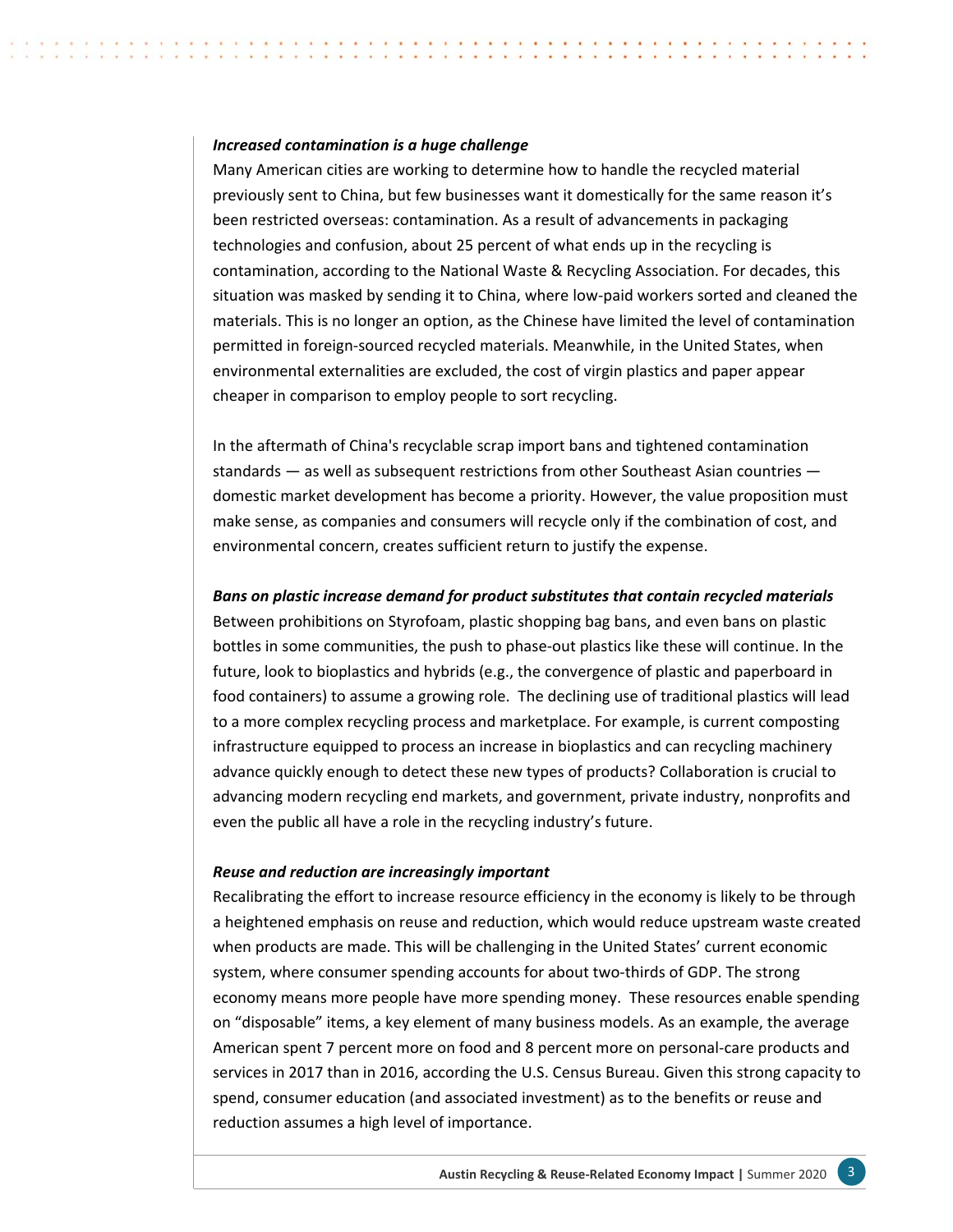***Increased contamination is a huge challenge***

Many American cities are working to determine how to handle the recycled material previously sent to China, but few businesses want it domestically for the same reason it's been restricted overseas: contamination. As a result of advancements in packaging technologies and confusion, about 25 percent of what ends up in the recycling is contamination, according to the National Waste & Recycling Association. For decades, this situation was masked by sending it to China, where low-paid workers sorted and cleaned the materials. This is no longer an option, as the Chinese have limited the level of contamination permitted in foreign-sourced recycled materials. Meanwhile, in the United States, when environmental externalities are excluded, the cost of virgin plastics and paper appear cheaper in comparison to employ people to sort recycling.

In the aftermath of China's recyclable scrap import bans and tightened contamination standards — as well as subsequent restrictions from other Southeast Asian countries — domestic market development has become a priority. However, the value proposition must make sense, as companies and consumers will recycle only if the combination of cost, and environmental concern, creates sufficient return to justify the expense.

***Bans on plastic increase demand for product substitutes that contain recycled materials***

Between prohibitions on Styrofoam, plastic shopping bag bans, and even bans on plastic bottles in some communities, the push to phase-out plastics like these will continue. In the future, look to bioplastics and hybrids (e.g., the convergence of plastic and paperboard in food containers) to assume a growing role. The declining use of traditional plastics will lead to a more complex recycling process and marketplace. For example, is current composting infrastructure equipped to process an increase in bioplastics and can recycling machinery advance quickly enough to detect these new types of products? Collaboration is crucial to advancing modern recycling end markets, and government, private industry, nonprofits and even the public all have a role in the recycling industry's future.

***Reuse and reduction are increasingly important***

Recalibrating the effort to increase resource efficiency in the economy is likely to be through a heightened emphasis on reuse and reduction, which would reduce upstream waste created when products are made. This will be challenging in the United States' current economic system, where consumer spending accounts for about two-thirds of GDP. The strong economy means more people have more spending money. These resources enable spending on "disposable" items, a key element of many business models. As an example, the average American spent 7 percent more on food and 8 percent more on personal-care products and services in 2017 than in 2016, according the U.S. Census Bureau. Given this strong capacity to spend, consumer education (and associated investment) as to the benefits or reuse and reduction assumes a high level of importance.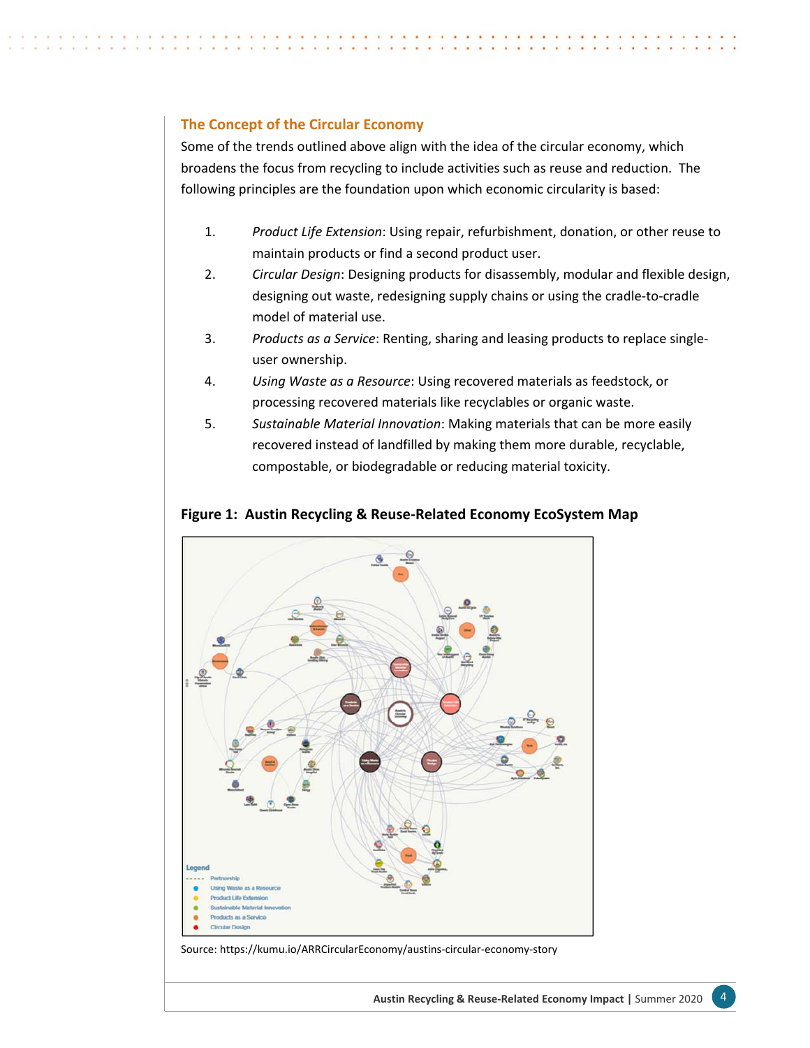## The Concept of the Circular Economy

Some of the trends outlined above align with the idea of the circular economy, which broadens the focus from recycling to include activities such as reuse and reduction. The following principles are the foundation upon which economic circularity is based:

1. *Product Life Extension*: Using repair, refurbishment, donation, or other reuse to maintain products or find a second product user.
2. *Circular Design*: Designing products for disassembly, modular and flexible design, designing out waste, redesigning supply chains or using the cradle-to-cradle model of material use.
3. *Products as a Service*: Renting, sharing and leasing products to replace single-user ownership.
4. *Using Waste as a Resource*: Using recovered materials as feedstock, or processing recovered materials like recyclables or organic waste.
5. *Sustainable Material Innovation*: Making materials that can be more easily recovered instead of landfilled by making them more durable, recyclable, compostable, or biodegradable or reducing material toxicity.

**Figure 1: Austin Recycling & Reuse-Related Economy EcoSystem Map**

Legend
- Partnership
- Using Waste as a Resource
- Product Life Extension
- Sustainable Material Innovation
- Products as a Service
- Circular Design

Source: https://kumu.io/ARRCircularEconomy/austins-circular-economy-story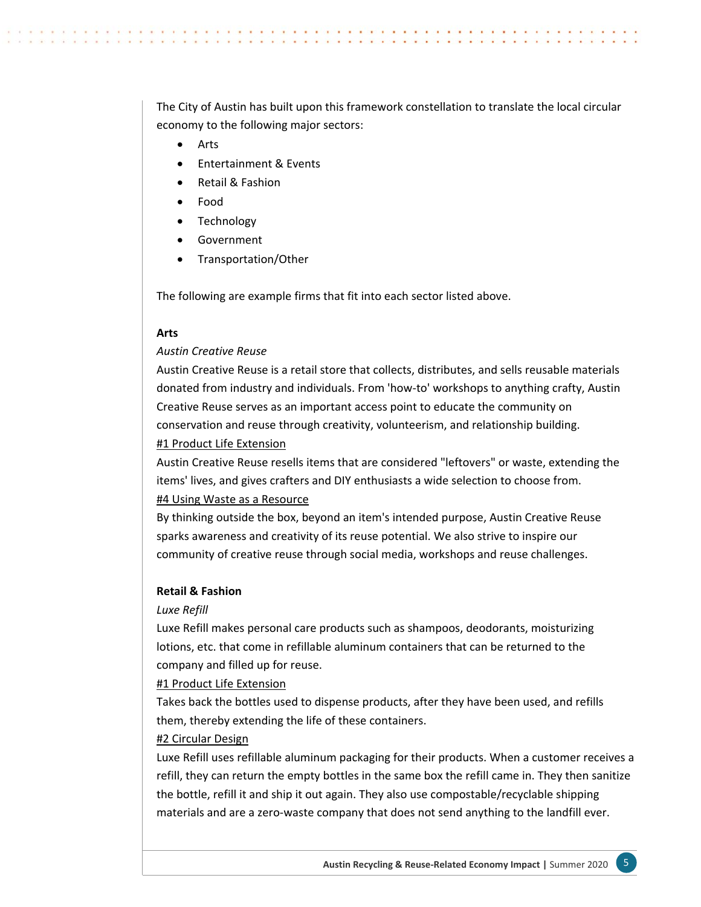The City of Austin has built upon this framework constellation to translate the local circular economy to the following major sectors:

- Arts
- Entertainment & Events
- Retail & Fashion
- Food
- Technology
- Government
- Transportation/Other

The following are example firms that fit into each sector listed above.

**Arts**

*Austin Creative Reuse*

Austin Creative Reuse is a retail store that collects, distributes, and sells reusable materials donated from industry and individuals. From 'how-to' workshops to anything crafty, Austin Creative Reuse serves as an important access point to educate the community on conservation and reuse through creativity, volunteerism, and relationship building.

#1 Product Life Extension

Austin Creative Reuse resells items that are considered "leftovers" or waste, extending the items' lives, and gives crafters and DIY enthusiasts a wide selection to choose from.

#4 Using Waste as a Resource

By thinking outside the box, beyond an item's intended purpose, Austin Creative Reuse sparks awareness and creativity of its reuse potential. We also strive to inspire our community of creative reuse through social media, workshops and reuse challenges.

**Retail & Fashion**

*Luxe Refill*

Luxe Refill makes personal care products such as shampoos, deodorants, moisturizing lotions, etc. that come in refillable aluminum containers that can be returned to the company and filled up for reuse.

#1 Product Life Extension

Takes back the bottles used to dispense products, after they have been used, and refills them, thereby extending the life of these containers.

#2 Circular Design

Luxe Refill uses refillable aluminum packaging for their products. When a customer receives a refill, they can return the empty bottles in the same box the refill came in. They then sanitize the bottle, refill it and ship it out again. They also use compostable/recyclable shipping materials and are a zero-waste company that does not send anything to the landfill ever.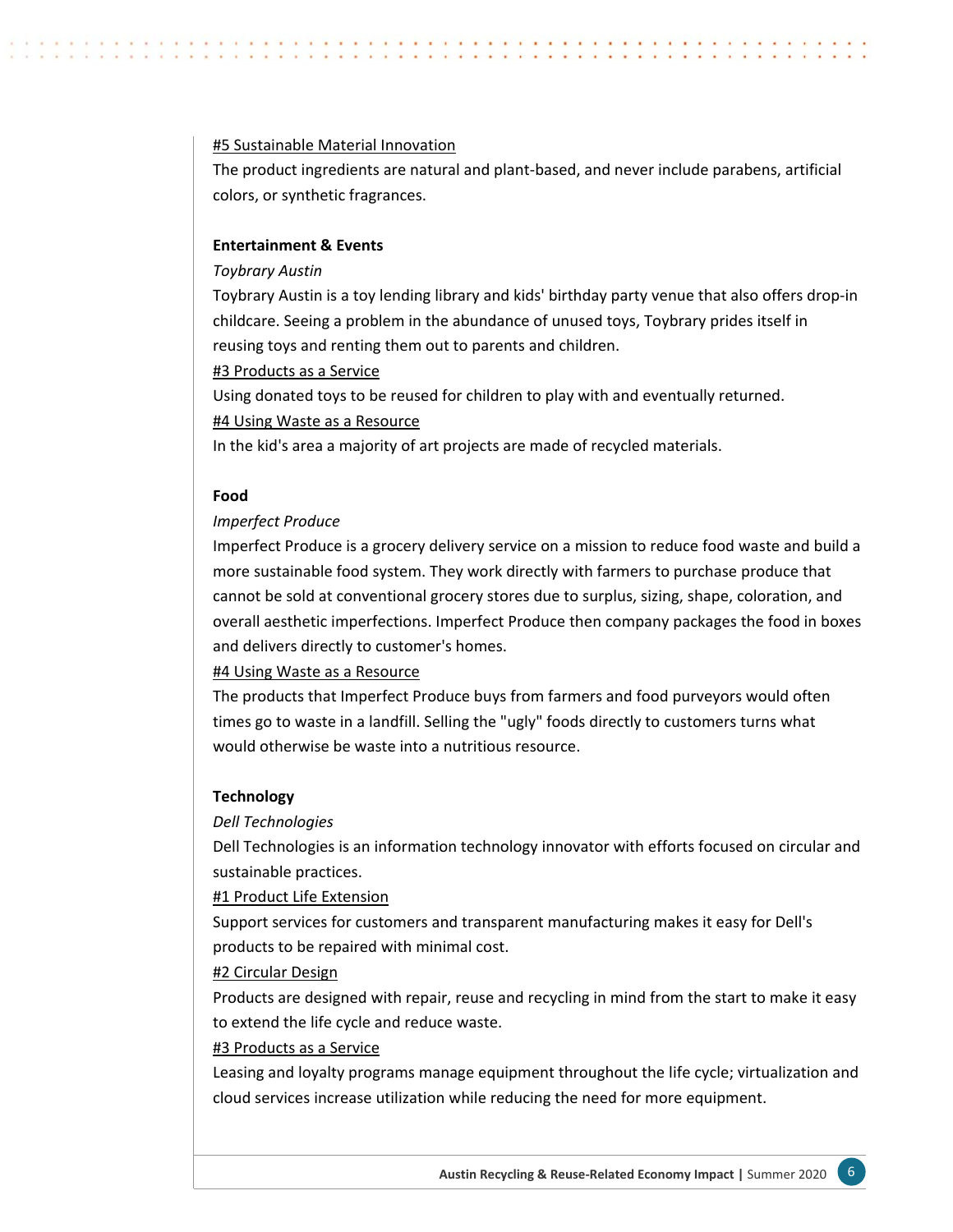<u>#5 Sustainable Material Innovation</u>

The product ingredients are natural and plant-based, and never include parabens, artificial colors, or synthetic fragrances.

**Entertainment & Events**

*Toybrary Austin*

Toybrary Austin is a toy lending library and kids' birthday party venue that also offers drop-in childcare. Seeing a problem in the abundance of unused toys, Toybrary prides itself in reusing toys and renting them out to parents and children.

<u>#3 Products as a Service</u>

Using donated toys to be reused for children to play with and eventually returned.

<u>#4 Using Waste as a Resource</u>

In the kid's area a majority of art projects are made of recycled materials.

**Food**

*Imperfect Produce*

Imperfect Produce is a grocery delivery service on a mission to reduce food waste and build a more sustainable food system. They work directly with farmers to purchase produce that cannot be sold at conventional grocery stores due to surplus, sizing, shape, coloration, and overall aesthetic imperfections. Imperfect Produce then company packages the food in boxes and delivers directly to customer's homes.

<u>#4 Using Waste as a Resource</u>

The products that Imperfect Produce buys from farmers and food purveyors would often times go to waste in a landfill. Selling the "ugly" foods directly to customers turns what would otherwise be waste into a nutritious resource.

**Technology**

*Dell Technologies*

Dell Technologies is an information technology innovator with efforts focused on circular and sustainable practices.

<u>#1 Product Life Extension</u>

Support services for customers and transparent manufacturing makes it easy for Dell's products to be repaired with minimal cost.

<u>#2 Circular Design</u>

Products are designed with repair, reuse and recycling in mind from the start to make it easy to extend the life cycle and reduce waste.

<u>#3 Products as a Service</u>

Leasing and loyalty programs manage equipment throughout the life cycle; virtualization and cloud services increase utilization while reducing the need for more equipment.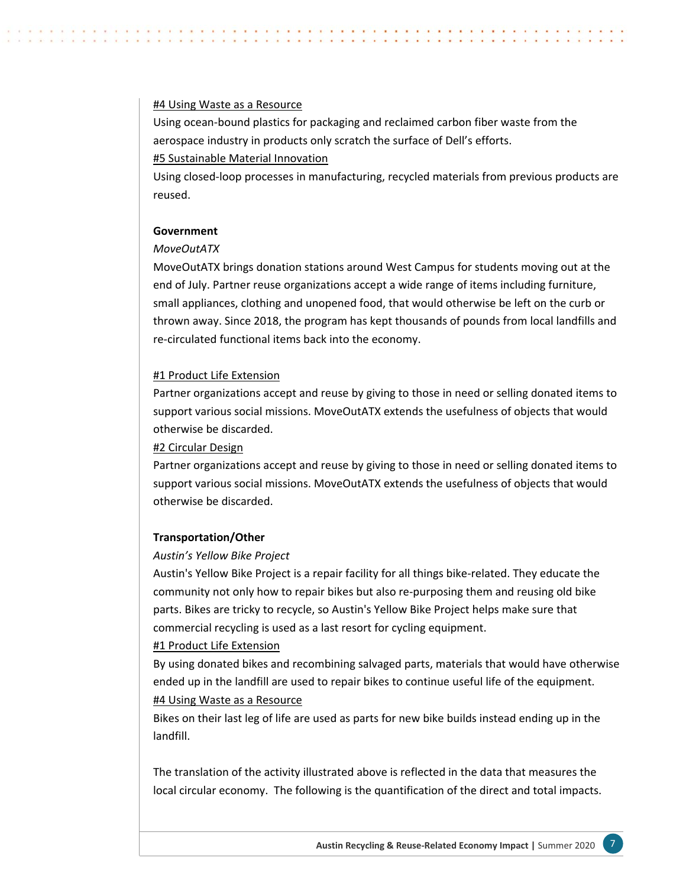#4 Using Waste as a Resource

Using ocean-bound plastics for packaging and reclaimed carbon fiber waste from the aerospace industry in products only scratch the surface of Dell's efforts.

#5 Sustainable Material Innovation

Using closed-loop processes in manufacturing, recycled materials from previous products are reused.

**Government**

*MoveOutATX*

MoveOutATX brings donation stations around West Campus for students moving out at the end of July. Partner reuse organizations accept a wide range of items including furniture, small appliances, clothing and unopened food, that would otherwise be left on the curb or thrown away. Since 2018, the program has kept thousands of pounds from local landfills and re-circulated functional items back into the economy.

#1 Product Life Extension

Partner organizations accept and reuse by giving to those in need or selling donated items to support various social missions. MoveOutATX extends the usefulness of objects that would otherwise be discarded.

#2 Circular Design

Partner organizations accept and reuse by giving to those in need or selling donated items to support various social missions. MoveOutATX extends the usefulness of objects that would otherwise be discarded.

**Transportation/Other**

*Austin's Yellow Bike Project*

Austin's Yellow Bike Project is a repair facility for all things bike-related. They educate the community not only how to repair bikes but also re-purposing them and reusing old bike parts. Bikes are tricky to recycle, so Austin's Yellow Bike Project helps make sure that commercial recycling is used as a last resort for cycling equipment.

#1 Product Life Extension

By using donated bikes and recombining salvaged parts, materials that would have otherwise ended up in the landfill are used to repair bikes to continue useful life of the equipment.

#4 Using Waste as a Resource

Bikes on their last leg of life are used as parts for new bike builds instead ending up in the landfill.

The translation of the activity illustrated above is reflected in the data that measures the local circular economy. The following is the quantification of the direct and total impacts.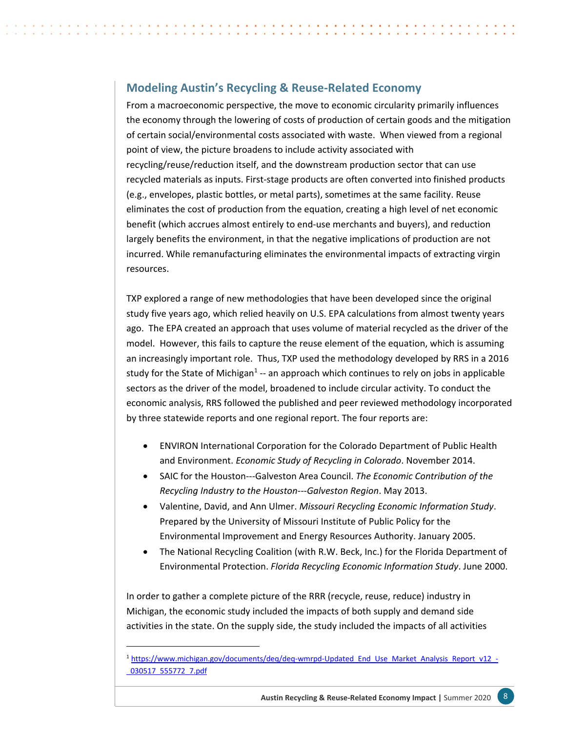## Modeling Austin's Recycling & Reuse-Related Economy

From a macroeconomic perspective, the move to economic circularity primarily influences the economy through the lowering of costs of production of certain goods and the mitigation of certain social/environmental costs associated with waste. When viewed from a regional point of view, the picture broadens to include activity associated with recycling/reuse/reduction itself, and the downstream production sector that can use recycled materials as inputs. First-stage products are often converted into finished products (e.g., envelopes, plastic bottles, or metal parts), sometimes at the same facility. Reuse eliminates the cost of production from the equation, creating a high level of net economic benefit (which accrues almost entirely to end-use merchants and buyers), and reduction largely benefits the environment, in that the negative implications of production are not incurred. While remanufacturing eliminates the environmental impacts of extracting virgin resources.

TXP explored a range of new methodologies that have been developed since the original study five years ago, which relied heavily on U.S. EPA calculations from almost twenty years ago. The EPA created an approach that uses volume of material recycled as the driver of the model. However, this fails to capture the reuse element of the equation, which is assuming an increasingly important role. Thus, TXP used the methodology developed by RRS in a 2016 study for the State of Michigan[1] -- an approach which continues to rely on jobs in applicable sectors as the driver of the model, broadened to include circular activity. To conduct the economic analysis, RRS followed the published and peer reviewed methodology incorporated by three statewide reports and one regional report. The four reports are:

- ENVIRON International Corporation for the Colorado Department of Public Health and Environment. *Economic Study of Recycling in Colorado*. November 2014.
- SAIC for the Houston---Galveston Area Council. *The Economic Contribution of the Recycling Industry to the Houston---Galveston Region*. May 2013.
- Valentine, David, and Ann Ulmer. *Missouri Recycling Economic Information Study*. Prepared by the University of Missouri Institute of Public Policy for the Environmental Improvement and Energy Resources Authority. January 2005.
- The National Recycling Coalition (with R.W. Beck, Inc.) for the Florida Department of Environmental Protection. *Florida Recycling Economic Information Study*. June 2000.

In order to gather a complete picture of the RRR (recycle, reuse, reduce) industry in Michigan, the economic study included the impacts of both supply and demand side activities in the state. On the supply side, the study included the impacts of all activities

[1] https://www.michigan.gov/documents/deq/deq-wmrpd-Updated_End_Use_Market_Analysis_Report_v12_-_030517_555772_7.pdf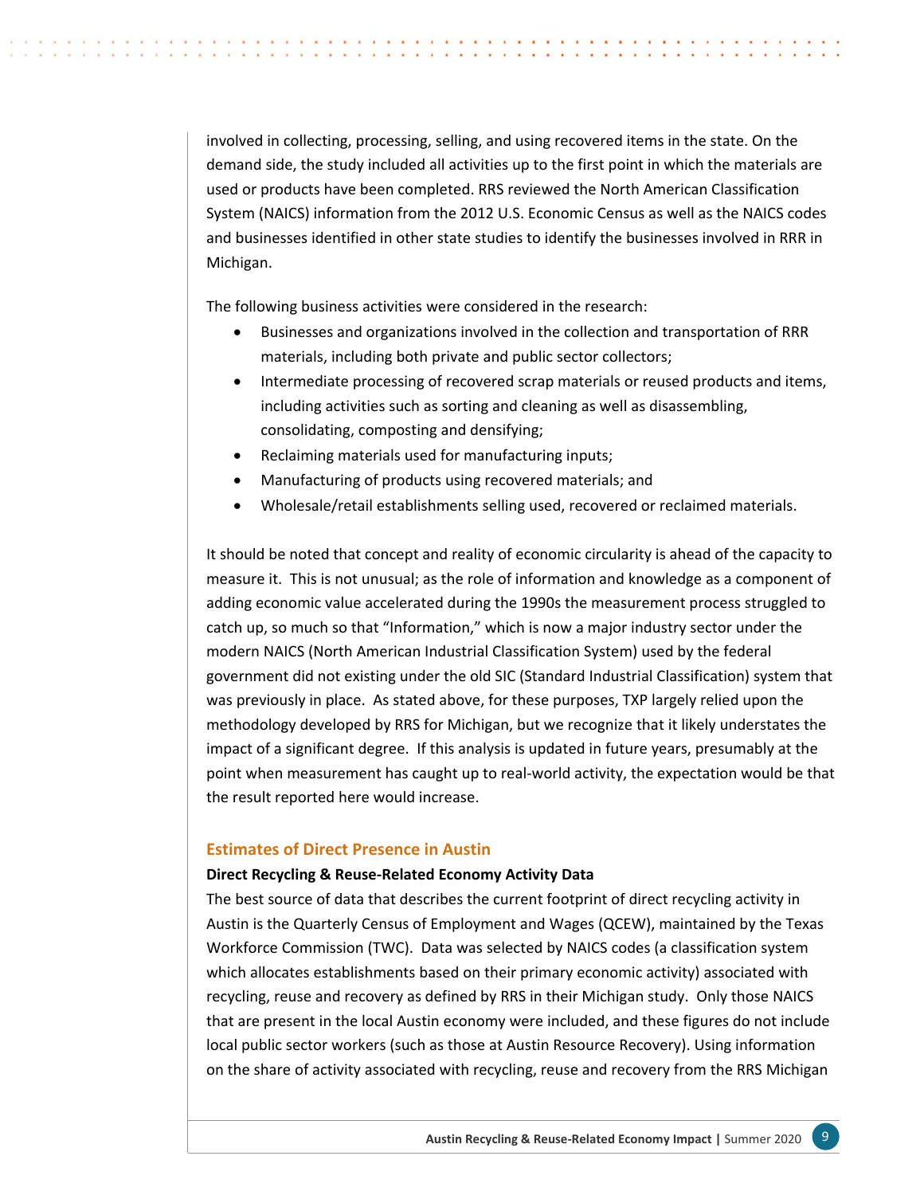involved in collecting, processing, selling, and using recovered items in the state. On the demand side, the study included all activities up to the first point in which the materials are used or products have been completed. RRS reviewed the North American Classification System (NAICS) information from the 2012 U.S. Economic Census as well as the NAICS codes and businesses identified in other state studies to identify the businesses involved in RRR in Michigan.

The following business activities were considered in the research:

- Businesses and organizations involved in the collection and transportation of RRR materials, including both private and public sector collectors;
- Intermediate processing of recovered scrap materials or reused products and items, including activities such as sorting and cleaning as well as disassembling, consolidating, composting and densifying;
- Reclaiming materials used for manufacturing inputs;
- Manufacturing of products using recovered materials; and
- Wholesale/retail establishments selling used, recovered or reclaimed materials.

It should be noted that concept and reality of economic circularity is ahead of the capacity to measure it. This is not unusual; as the role of information and knowledge as a component of adding economic value accelerated during the 1990s the measurement process struggled to catch up, so much so that "Information," which is now a major industry sector under the modern NAICS (North American Industrial Classification System) used by the federal government did not existing under the old SIC (Standard Industrial Classification) system that was previously in place. As stated above, for these purposes, TXP largely relied upon the methodology developed by RRS for Michigan, but we recognize that it likely understates the impact of a significant degree. If this analysis is updated in future years, presumably at the point when measurement has caught up to real-world activity, the expectation would be that the result reported here would increase.

## Estimates of Direct Presence in Austin

**Direct Recycling & Reuse-Related Economy Activity Data**

The best source of data that describes the current footprint of direct recycling activity in Austin is the Quarterly Census of Employment and Wages (QCEW), maintained by the Texas Workforce Commission (TWC). Data was selected by NAICS codes (a classification system which allocates establishments based on their primary economic activity) associated with recycling, reuse and recovery as defined by RRS in their Michigan study. Only those NAICS that are present in the local Austin economy were included, and these figures do not include local public sector workers (such as those at Austin Resource Recovery). Using information on the share of activity associated with recycling, reuse and recovery from the RRS Michigan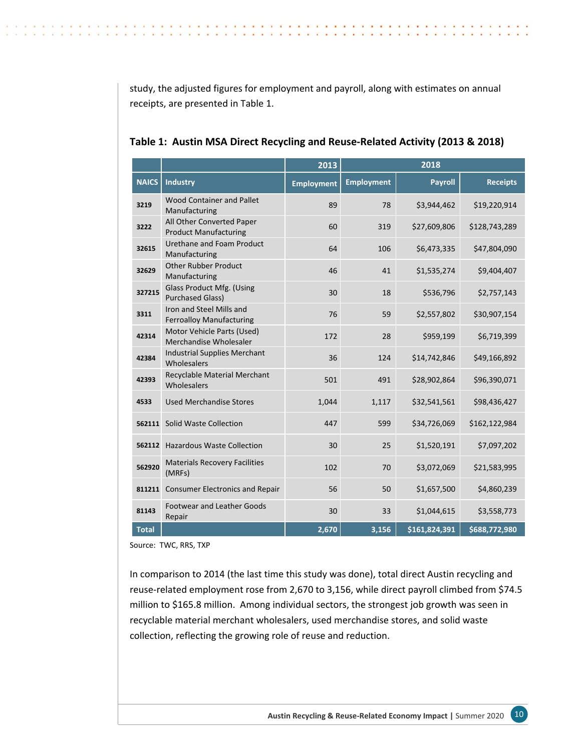study, the adjusted figures for employment and payroll, along with estimates on annual receipts, are presented in Table 1.

**Table 1: Austin MSA Direct Recycling and Reuse-Related Activity (2013 & 2018)**

| | | 2013 | 2018 | | |
|---|---|---|---|---|---|
| NAICS | Industry | Employment | Employment | Payroll | Receipts |
| 3219 | Wood Container and Pallet Manufacturing | 89 | 78 | $3,944,462 | $19,220,914 |
| 3222 | All Other Converted Paper Product Manufacturing | 60 | 319 | $27,609,806 | $128,743,289 |
| 32615 | Urethane and Foam Product Manufacturing | 64 | 106 | $6,473,335 | $47,804,090 |
| 32629 | Other Rubber Product Manufacturing | 46 | 41 | $1,535,274 | $9,404,407 |
| 327215 | Glass Product Mfg. (Using Purchased Glass) | 30 | 18 | $536,796 | $2,757,143 |
| 3311 | Iron and Steel Mills and Ferroalloy Manufacturing | 76 | 59 | $2,557,802 | $30,907,154 |
| 42314 | Motor Vehicle Parts (Used) Merchandise Wholesaler | 172 | 28 | $959,199 | $6,719,399 |
| 42384 | Industrial Supplies Merchant Wholesalers | 36 | 124 | $14,742,846 | $49,166,892 |
| 42393 | Recyclable Material Merchant Wholesalers | 501 | 491 | $28,902,864 | $96,390,071 |
| 4533 | Used Merchandise Stores | 1,044 | 1,117 | $32,541,561 | $98,436,427 |
| 562111 | Solid Waste Collection | 447 | 599 | $34,726,069 | $162,122,984 |
| 562112 | Hazardous Waste Collection | 30 | 25 | $1,520,191 | $7,097,202 |
| 562920 | Materials Recovery Facilities (MRFs) | 102 | 70 | $3,072,069 | $21,583,995 |
| 811211 | Consumer Electronics and Repair | 56 | 50 | $1,657,500 | $4,860,239 |
| 81143 | Footwear and Leather Goods Repair | 30 | 33 | $1,044,615 | $3,558,773 |
| **Total** | | **2,670** | **3,156** | **$161,824,391** | **$688,772,980** |

Source: TWC, RRS, TXP

In comparison to 2014 (the last time this study was done), total direct Austin recycling and reuse-related employment rose from 2,670 to 3,156, while direct payroll climbed from $74.5 million to $165.8 million. Among individual sectors, the strongest job growth was seen in recyclable material merchant wholesalers, used merchandise stores, and solid waste collection, reflecting the growing role of reuse and reduction.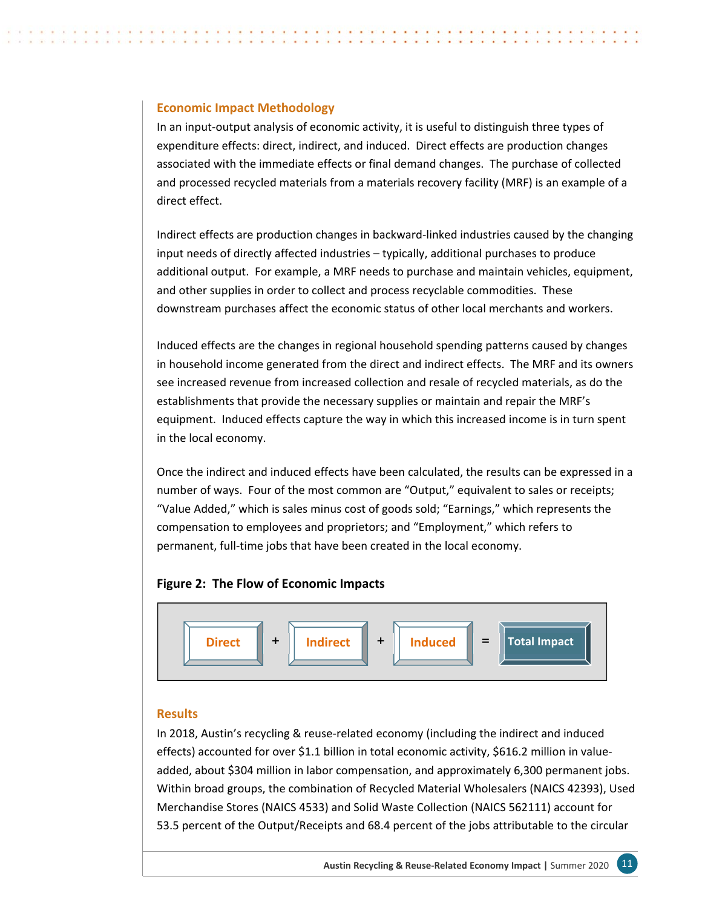## Economic Impact Methodology

In an input-output analysis of economic activity, it is useful to distinguish three types of expenditure effects: direct, indirect, and induced. Direct effects are production changes associated with the immediate effects or final demand changes. The purchase of collected and processed recycled materials from a materials recovery facility (MRF) is an example of a direct effect.

Indirect effects are production changes in backward-linked industries caused by the changing input needs of directly affected industries – typically, additional purchases to produce additional output. For example, a MRF needs to purchase and maintain vehicles, equipment, and other supplies in order to collect and process recyclable commodities. These downstream purchases affect the economic status of other local merchants and workers.

Induced effects are the changes in regional household spending patterns caused by changes in household income generated from the direct and indirect effects. The MRF and its owners see increased revenue from increased collection and resale of recycled materials, as do the establishments that provide the necessary supplies or maintain and repair the MRF's equipment. Induced effects capture the way in which this increased income is in turn spent in the local economy.

Once the indirect and induced effects have been calculated, the results can be expressed in a number of ways. Four of the most common are "Output," equivalent to sales or receipts; "Value Added," which is sales minus cost of goods sold; "Earnings," which represents the compensation to employees and proprietors; and "Employment," which refers to permanent, full-time jobs that have been created in the local economy.

**Figure 2: The Flow of Economic Impacts**

Direct + Indirect + Induced = Total Impact

## Results

In 2018, Austin's recycling & reuse-related economy (including the indirect and induced effects) accounted for over $1.1 billion in total economic activity, $616.2 million in value-added, about $304 million in labor compensation, and approximately 6,300 permanent jobs. Within broad groups, the combination of Recycled Material Wholesalers (NAICS 42393), Used Merchandise Stores (NAICS 4533) and Solid Waste Collection (NAICS 562111) account for 53.5 percent of the Output/Receipts and 68.4 percent of the jobs attributable to the circular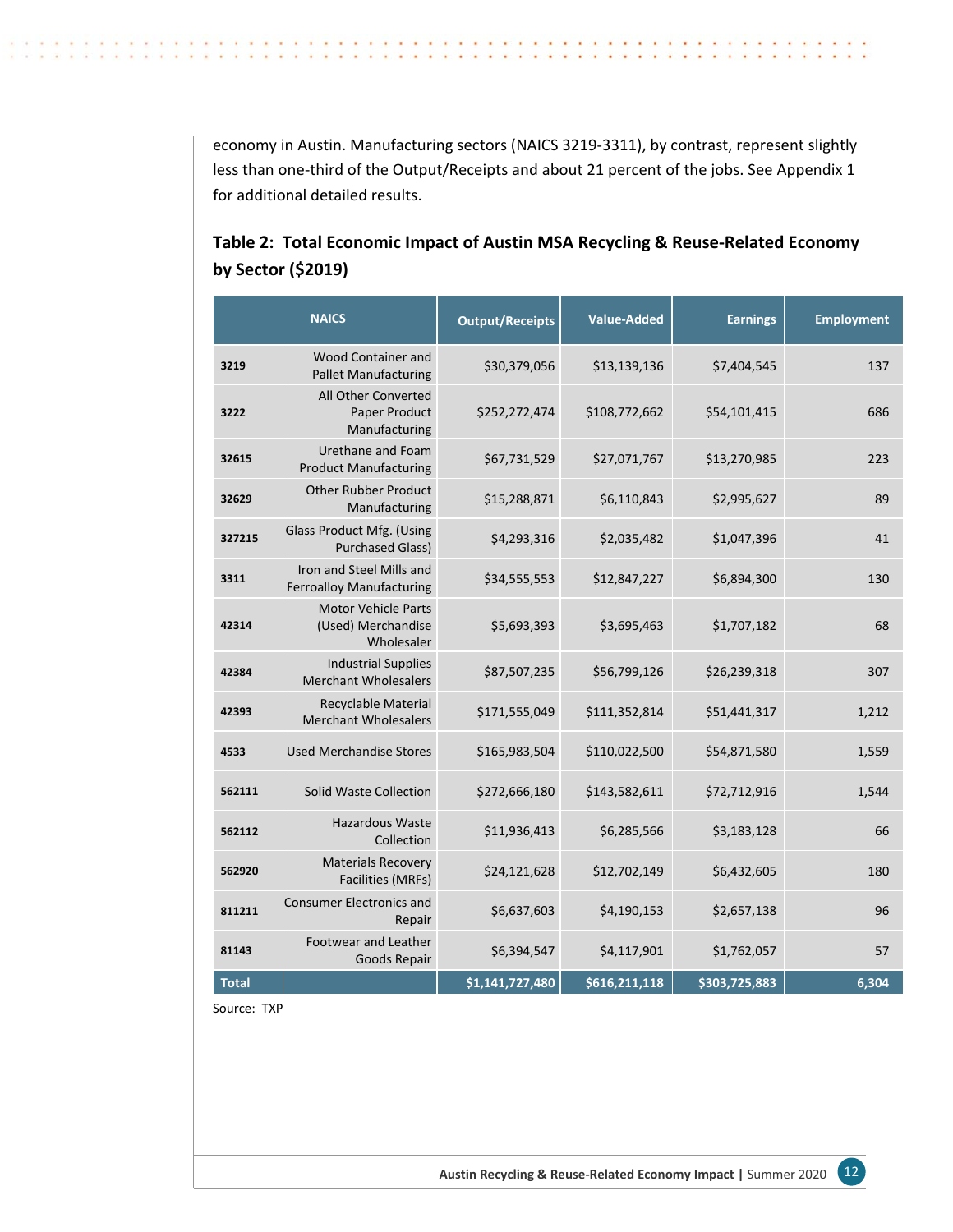economy in Austin. Manufacturing sectors (NAICS 3219-3311), by contrast, represent slightly less than one-third of the Output/Receipts and about 21 percent of the jobs. See Appendix 1 for additional detailed results.

**Table 2: Total Economic Impact of Austin MSA Recycling & Reuse-Related Economy by Sector ($2019)**

| NAICS | | Output/Receipts | Value-Added | Earnings | Employment |
|---|---|---|---|---|---|
| 3219 | Wood Container and Pallet Manufacturing | $30,379,056 | $13,139,136 | $7,404,545 | 137 |
| 3222 | All Other Converted Paper Product Manufacturing | $252,272,474 | $108,772,662 | $54,101,415 | 686 |
| 32615 | Urethane and Foam Product Manufacturing | $67,731,529 | $27,071,767 | $13,270,985 | 223 |
| 32629 | Other Rubber Product Manufacturing | $15,288,871 | $6,110,843 | $2,995,627 | 89 |
| 327215 | Glass Product Mfg. (Using Purchased Glass) | $4,293,316 | $2,035,482 | $1,047,396 | 41 |
| 3311 | Iron and Steel Mills and Ferroalloy Manufacturing | $34,555,553 | $12,847,227 | $6,894,300 | 130 |
| 42314 | Motor Vehicle Parts (Used) Merchandise Wholesaler | $5,693,393 | $3,695,463 | $1,707,182 | 68 |
| 42384 | Industrial Supplies Merchant Wholesalers | $87,507,235 | $56,799,126 | $26,239,318 | 307 |
| 42393 | Recyclable Material Merchant Wholesalers | $171,555,049 | $111,352,814 | $51,441,317 | 1,212 |
| 4533 | Used Merchandise Stores | $165,983,504 | $110,022,500 | $54,871,580 | 1,559 |
| 562111 | Solid Waste Collection | $272,666,180 | $143,582,611 | $72,712,916 | 1,544 |
| 562112 | Hazardous Waste Collection | $11,936,413 | $6,285,566 | $3,183,128 | 66 |
| 562920 | Materials Recovery Facilities (MRFs) | $24,121,628 | $12,702,149 | $6,432,605 | 180 |
| 811211 | Consumer Electronics and Repair | $6,637,603 | $4,190,153 | $2,657,138 | 96 |
| 81143 | Footwear and Leather Goods Repair | $6,394,547 | $4,117,901 | $1,762,057 | 57 |
| **Total** | | **$1,141,727,480** | **$616,211,118** | **$303,725,883** | **6,304** |

Source: TXP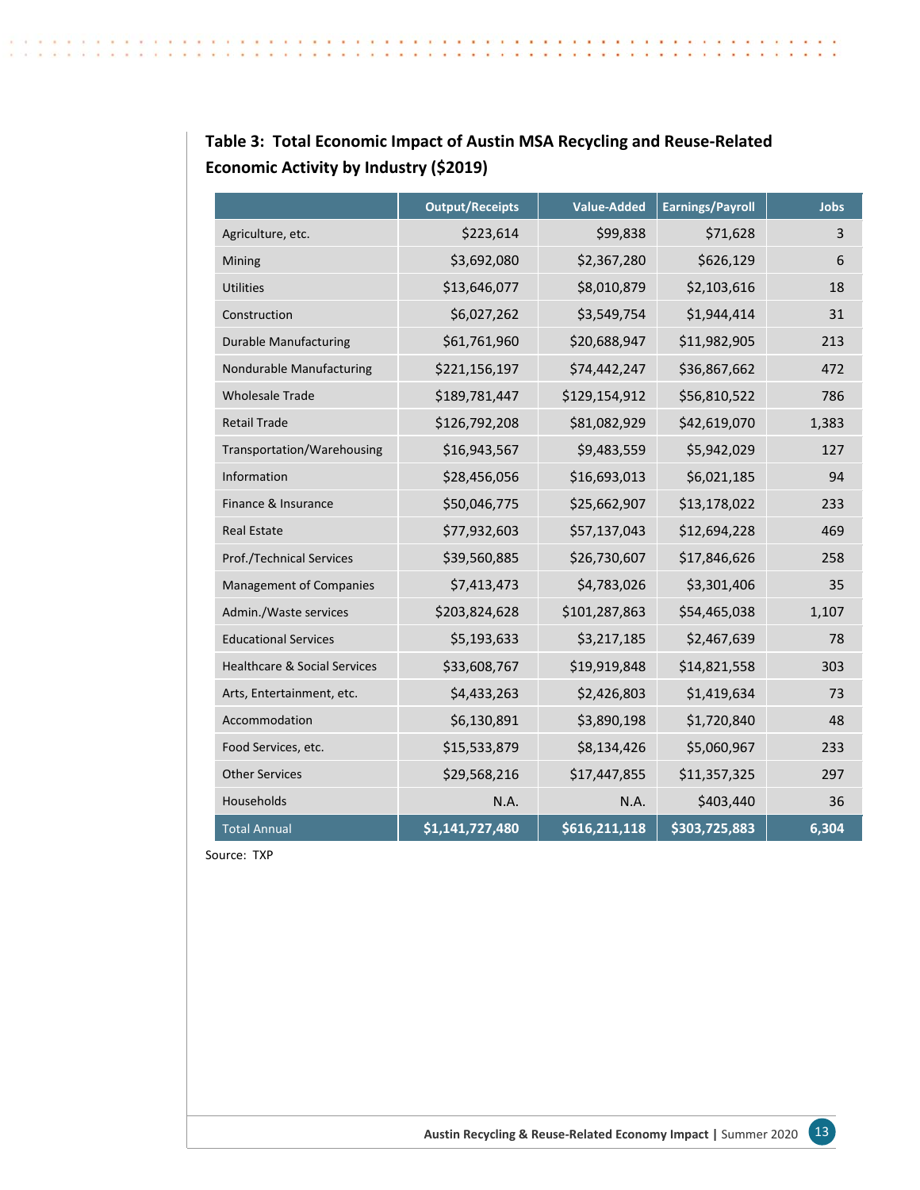### Table 3: Total Economic Impact of Austin MSA Recycling and Reuse-Related Economic Activity by Industry ($2019)

| | Output/Receipts | Value-Added | Earnings/Payroll | Jobs |
|---|---|---|---|---|
| Agriculture, etc. | $223,614 | $99,838 | $71,628 | 3 |
| Mining | $3,692,080 | $2,367,280 | $626,129 | 6 |
| Utilities | $13,646,077 | $8,010,879 | $2,103,616 | 18 |
| Construction | $6,027,262 | $3,549,754 | $1,944,414 | 31 |
| Durable Manufacturing | $61,761,960 | $20,688,947 | $11,982,905 | 213 |
| Nondurable Manufacturing | $221,156,197 | $74,442,247 | $36,867,662 | 472 |
| Wholesale Trade | $189,781,447 | $129,154,912 | $56,810,522 | 786 |
| Retail Trade | $126,792,208 | $81,082,929 | $42,619,070 | 1,383 |
| Transportation/Warehousing | $16,943,567 | $9,483,559 | $5,942,029 | 127 |
| Information | $28,456,056 | $16,693,013 | $6,021,185 | 94 |
| Finance & Insurance | $50,046,775 | $25,662,907 | $13,178,022 | 233 |
| Real Estate | $77,932,603 | $57,137,043 | $12,694,228 | 469 |
| Prof./Technical Services | $39,560,885 | $26,730,607 | $17,846,626 | 258 |
| Management of Companies | $7,413,473 | $4,783,026 | $3,301,406 | 35 |
| Admin./Waste services | $203,824,628 | $101,287,863 | $54,465,038 | 1,107 |
| Educational Services | $5,193,633 | $3,217,185 | $2,467,639 | 78 |
| Healthcare & Social Services | $33,608,767 | $19,919,848 | $14,821,558 | 303 |
| Arts, Entertainment, etc. | $4,433,263 | $2,426,803 | $1,419,634 | 73 |
| Accommodation | $6,130,891 | $3,890,198 | $1,720,840 | 48 |
| Food Services, etc. | $15,533,879 | $8,134,426 | $5,060,967 | 233 |
| Other Services | $29,568,216 | $17,447,855 | $11,357,325 | 297 |
| Households | N.A. | N.A. | $403,440 | 36 |
| Total Annual | $1,141,727,480 | $616,211,118 | $303,725,883 | 6,304 |

Source: TXP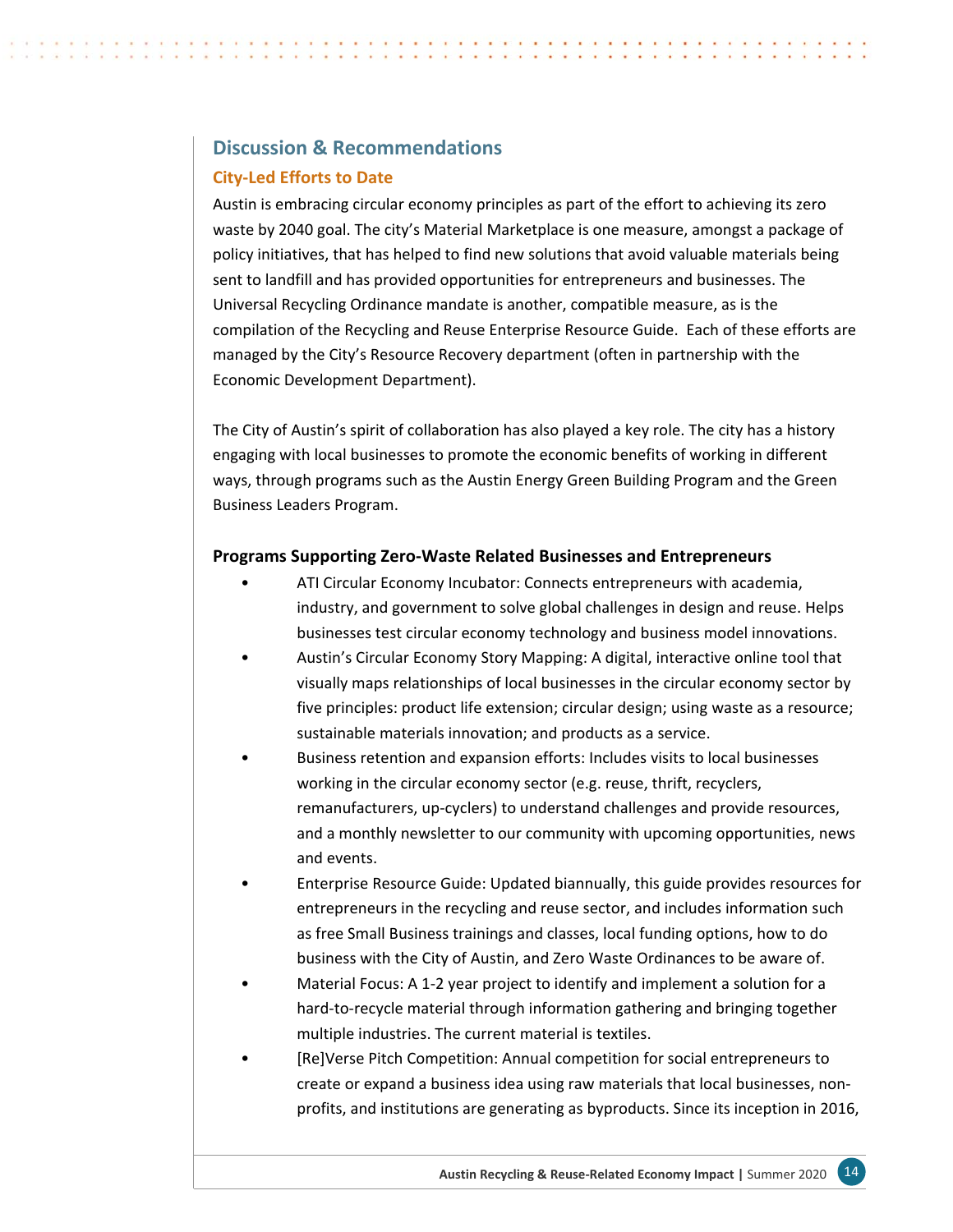## Discussion & Recommendations

### City-Led Efforts to Date

Austin is embracing circular economy principles as part of the effort to achieving its zero waste by 2040 goal. The city's Material Marketplace is one measure, amongst a package of policy initiatives, that has helped to find new solutions that avoid valuable materials being sent to landfill and has provided opportunities for entrepreneurs and businesses. The Universal Recycling Ordinance mandate is another, compatible measure, as is the compilation of the Recycling and Reuse Enterprise Resource Guide. Each of these efforts are managed by the City's Resource Recovery department (often in partnership with the Economic Development Department).

The City of Austin's spirit of collaboration has also played a key role. The city has a history engaging with local businesses to promote the economic benefits of working in different ways, through programs such as the Austin Energy Green Building Program and the Green Business Leaders Program.

**Programs Supporting Zero-Waste Related Businesses and Entrepreneurs**

- ATI Circular Economy Incubator: Connects entrepreneurs with academia, industry, and government to solve global challenges in design and reuse. Helps businesses test circular economy technology and business model innovations.
- Austin's Circular Economy Story Mapping: A digital, interactive online tool that visually maps relationships of local businesses in the circular economy sector by five principles: product life extension; circular design; using waste as a resource; sustainable materials innovation; and products as a service.
- Business retention and expansion efforts: Includes visits to local businesses working in the circular economy sector (e.g. reuse, thrift, recyclers, remanufacturers, up-cyclers) to understand challenges and provide resources, and a monthly newsletter to our community with upcoming opportunities, news and events.
- Enterprise Resource Guide: Updated biannually, this guide provides resources for entrepreneurs in the recycling and reuse sector, and includes information such as free Small Business trainings and classes, local funding options, how to do business with the City of Austin, and Zero Waste Ordinances to be aware of.
- Material Focus: A 1-2 year project to identify and implement a solution for a hard-to-recycle material through information gathering and bringing together multiple industries. The current material is textiles.
- [Re]Verse Pitch Competition: Annual competition for social entrepreneurs to create or expand a business idea using raw materials that local businesses, non-profits, and institutions are generating as byproducts. Since its inception in 2016,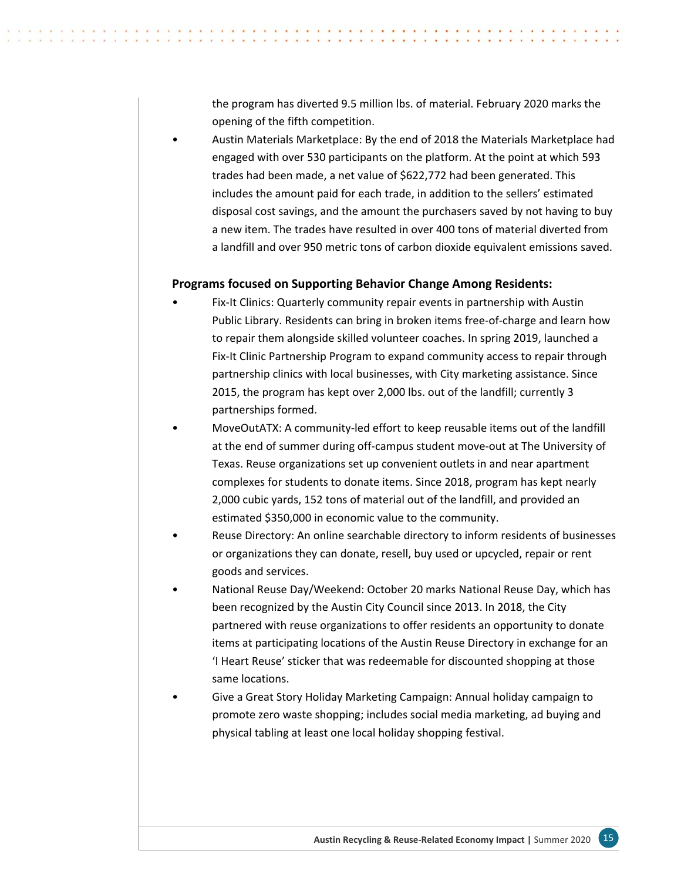the program has diverted 9.5 million lbs. of material. February 2020 marks the opening of the fifth competition.

- Austin Materials Marketplace: By the end of 2018 the Materials Marketplace had engaged with over 530 participants on the platform. At the point at which 593 trades had been made, a net value of $622,772 had been generated. This includes the amount paid for each trade, in addition to the sellers' estimated disposal cost savings, and the amount the purchasers saved by not having to buy a new item. The trades have resulted in over 400 tons of material diverted from a landfill and over 950 metric tons of carbon dioxide equivalent emissions saved.

**Programs focused on Supporting Behavior Change Among Residents:**

- Fix-It Clinics: Quarterly community repair events in partnership with Austin Public Library. Residents can bring in broken items free-of-charge and learn how to repair them alongside skilled volunteer coaches. In spring 2019, launched a Fix-It Clinic Partnership Program to expand community access to repair through partnership clinics with local businesses, with City marketing assistance. Since 2015, the program has kept over 2,000 lbs. out of the landfill; currently 3 partnerships formed.
- MoveOutATX: A community-led effort to keep reusable items out of the landfill at the end of summer during off-campus student move-out at The University of Texas. Reuse organizations set up convenient outlets in and near apartment complexes for students to donate items. Since 2018, program has kept nearly 2,000 cubic yards, 152 tons of material out of the landfill, and provided an estimated $350,000 in economic value to the community.
- Reuse Directory: An online searchable directory to inform residents of businesses or organizations they can donate, resell, buy used or upcycled, repair or rent goods and services.
- National Reuse Day/Weekend: October 20 marks National Reuse Day, which has been recognized by the Austin City Council since 2013. In 2018, the City partnered with reuse organizations to offer residents an opportunity to donate items at participating locations of the Austin Reuse Directory in exchange for an 'I Heart Reuse' sticker that was redeemable for discounted shopping at those same locations.
- Give a Great Story Holiday Marketing Campaign: Annual holiday campaign to promote zero waste shopping; includes social media marketing, ad buying and physical tabling at least one local holiday shopping festival.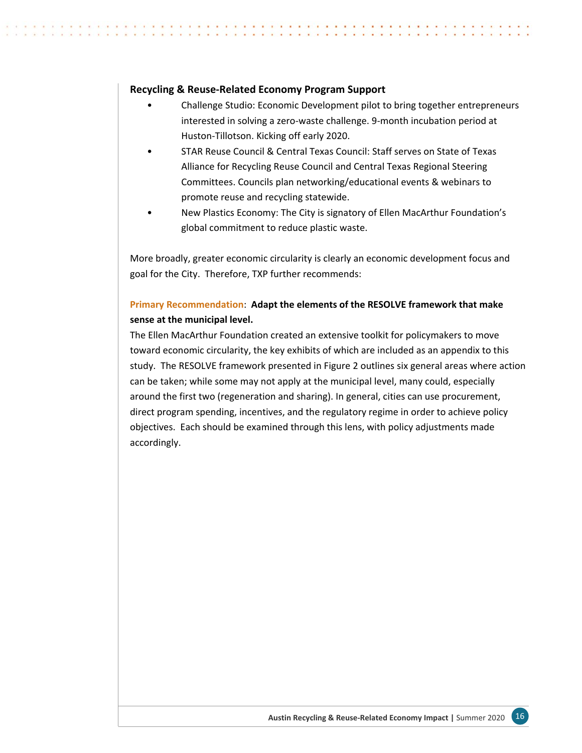**Recycling & Reuse-Related Economy Program Support**

- Challenge Studio: Economic Development pilot to bring together entrepreneurs interested in solving a zero-waste challenge. 9-month incubation period at Huston-Tillotson. Kicking off early 2020.
- STAR Reuse Council & Central Texas Council: Staff serves on State of Texas Alliance for Recycling Reuse Council and Central Texas Regional Steering Committees. Councils plan networking/educational events & webinars to promote reuse and recycling statewide.
- New Plastics Economy: The City is signatory of Ellen MacArthur Foundation's global commitment to reduce plastic waste.

More broadly, greater economic circularity is clearly an economic development focus and goal for the City. Therefore, TXP further recommends:

Primary Recommendation: **Adapt the elements of the RESOLVE framework that make sense at the municipal level.**

The Ellen MacArthur Foundation created an extensive toolkit for policymakers to move toward economic circularity, the key exhibits of which are included as an appendix to this study. The RESOLVE framework presented in Figure 2 outlines six general areas where action can be taken; while some may not apply at the municipal level, many could, especially around the first two (regeneration and sharing). In general, cities can use procurement, direct program spending, incentives, and the regulatory regime in order to achieve policy objectives. Each should be examined through this lens, with policy adjustments made accordingly.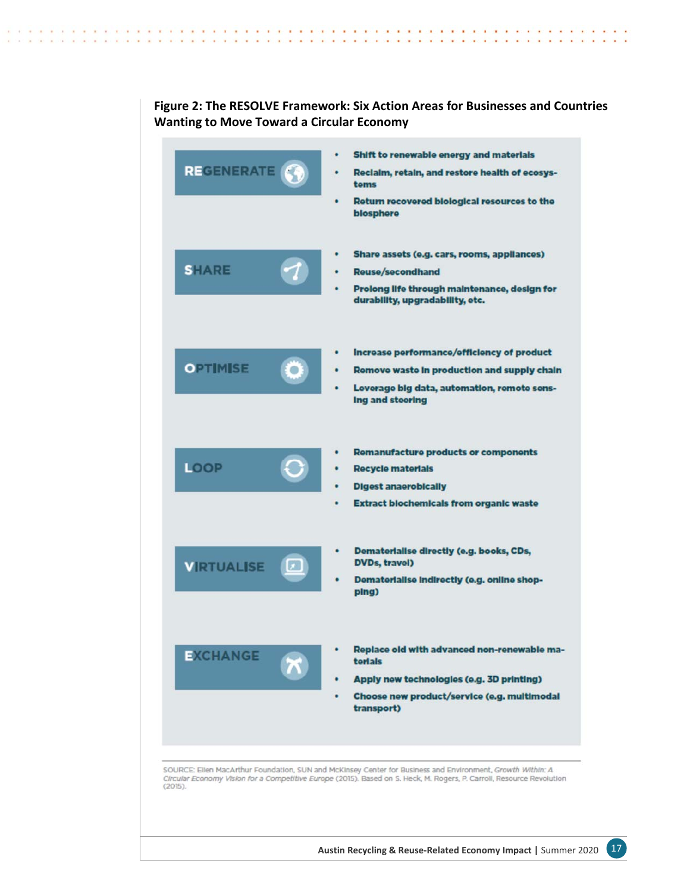**Figure 2: The RESOLVE Framework: Six Action Areas for Businesses and Countries Wanting to Move Toward a Circular Economy**

| Action Area | Actions |
|---|---|
| REGENERATE | • Shift to renewable energy and materials<br>• Reclaim, retain, and restore health of ecosystems<br>• Return recovered biological resources to the biosphere |
| SHARE | • Share assets (e.g. cars, rooms, appliances)<br>• Reuse/secondhand<br>• Prolong life through maintenance, design for durability, upgradability, etc. |
| OPTIMISE | • Increase performance/efficiency of product<br>• Remove waste in production and supply chain<br>• Leverage big data, automation, remote sensing and steering |
| LOOP | • Remanufacture products or components<br>• Recycle materials<br>• Digest anaerobically<br>• Extract biochemicals from organic waste |
| VIRTUALISE | • Dematerialise directly (e.g. books, CDs, DVDs, travel)<br>• Dematerialise indirectly (e.g. online shopping) |
| EXCHANGE | • Replace old with advanced non-renewable materials<br>• Apply new technologies (e.g. 3D printing)<br>• Choose new product/service (e.g. multimodal transport) |

SOURCE: Ellen MacArthur Foundation, SUN and McKinsey Center for Business and Environment, *Growth Within: A Circular Economy Vision for a Competitive Europe* (2015). Based on S. Heck, M. Rogers, P. Carroll, Resource Revolution (2015).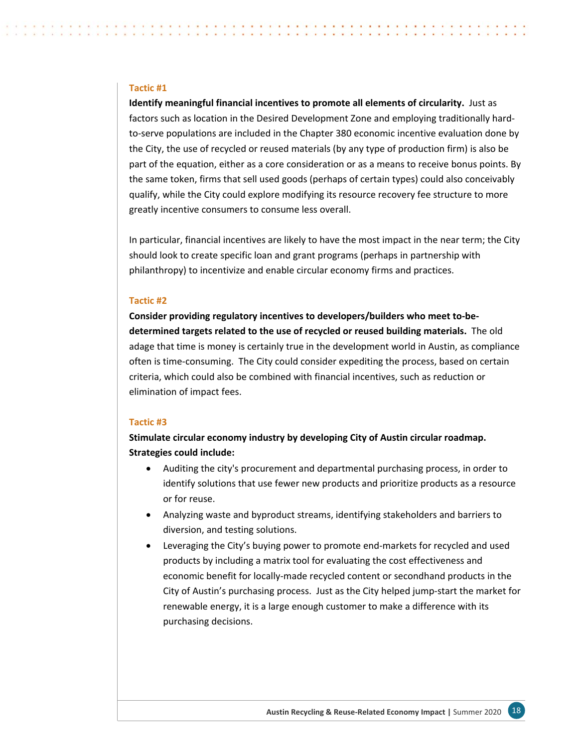### Tactic #1

**Identify meaningful financial incentives to promote all elements of circularity.** Just as factors such as location in the Desired Development Zone and employing traditionally hard-to-serve populations are included in the Chapter 380 economic incentive evaluation done by the City, the use of recycled or reused materials (by any type of production firm) is also be part of the equation, either as a core consideration or as a means to receive bonus points. By the same token, firms that sell used goods (perhaps of certain types) could also conceivably qualify, while the City could explore modifying its resource recovery fee structure to more greatly incentive consumers to consume less overall.

In particular, financial incentives are likely to have the most impact in the near term; the City should look to create specific loan and grant programs (perhaps in partnership with philanthropy) to incentivize and enable circular economy firms and practices.

### Tactic #2

**Consider providing regulatory incentives to developers/builders who meet to-be-determined targets related to the use of recycled or reused building materials.** The old adage that time is money is certainly true in the development world in Austin, as compliance often is time-consuming. The City could consider expediting the process, based on certain criteria, which could also be combined with financial incentives, such as reduction or elimination of impact fees.

### Tactic #3

**Stimulate circular economy industry by developing City of Austin circular roadmap. Strategies could include:**

- Auditing the city's procurement and departmental purchasing process, in order to identify solutions that use fewer new products and prioritize products as a resource or for reuse.
- Analyzing waste and byproduct streams, identifying stakeholders and barriers to diversion, and testing solutions.
- Leveraging the City's buying power to promote end-markets for recycled and used products by including a matrix tool for evaluating the cost effectiveness and economic benefit for locally-made recycled content or secondhand products in the City of Austin's purchasing process. Just as the City helped jump-start the market for renewable energy, it is a large enough customer to make a difference with its purchasing decisions.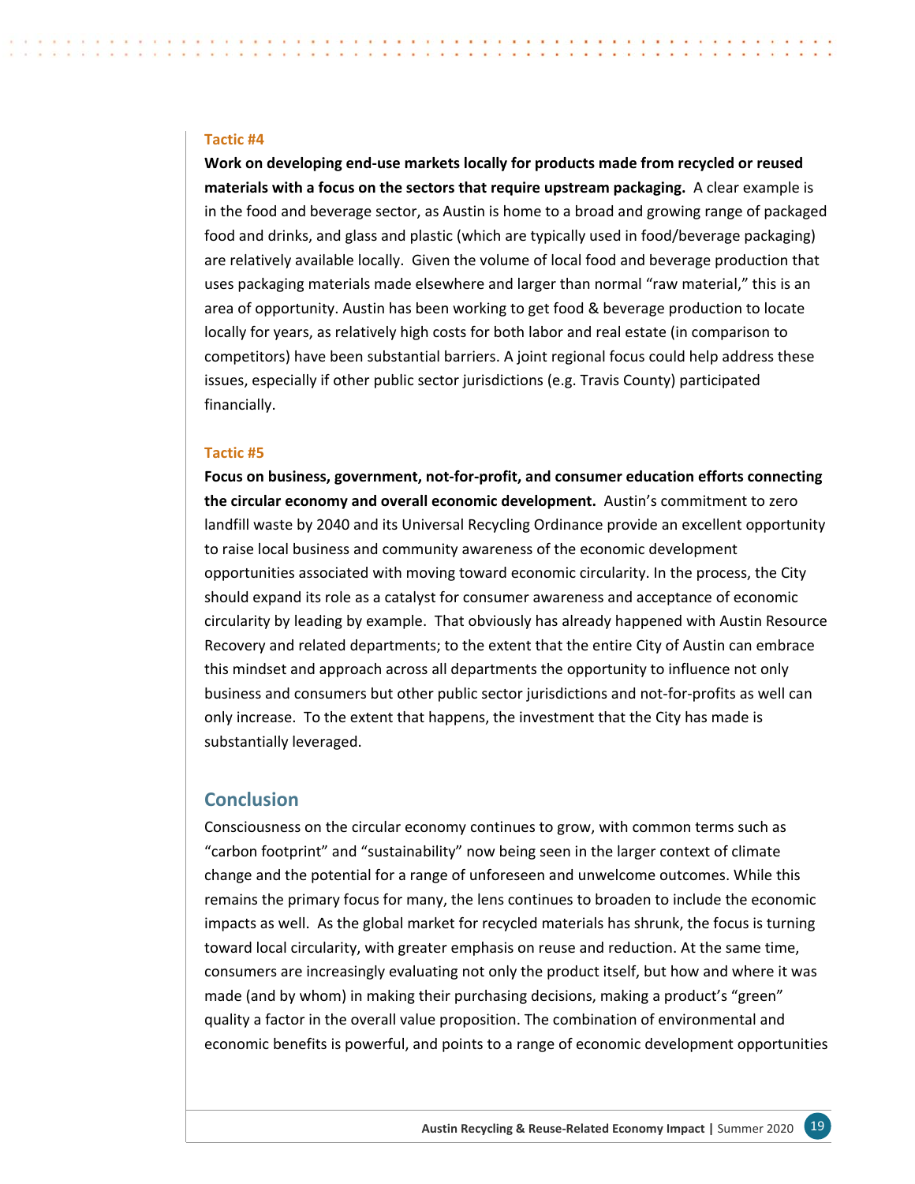**Tactic #4**

**Work on developing end-use markets locally for products made from recycled or reused materials with a focus on the sectors that require upstream packaging.** A clear example is in the food and beverage sector, as Austin is home to a broad and growing range of packaged food and drinks, and glass and plastic (which are typically used in food/beverage packaging) are relatively available locally. Given the volume of local food and beverage production that uses packaging materials made elsewhere and larger than normal "raw material," this is an area of opportunity. Austin has been working to get food & beverage production to locate locally for years, as relatively high costs for both labor and real estate (in comparison to competitors) have been substantial barriers. A joint regional focus could help address these issues, especially if other public sector jurisdictions (e.g. Travis County) participated financially.

**Tactic #5**

**Focus on business, government, not-for-profit, and consumer education efforts connecting the circular economy and overall economic development.** Austin's commitment to zero landfill waste by 2040 and its Universal Recycling Ordinance provide an excellent opportunity to raise local business and community awareness of the economic development opportunities associated with moving toward economic circularity. In the process, the City should expand its role as a catalyst for consumer awareness and acceptance of economic circularity by leading by example. That obviously has already happened with Austin Resource Recovery and related departments; to the extent that the entire City of Austin can embrace this mindset and approach across all departments the opportunity to influence not only business and consumers but other public sector jurisdictions and not-for-profits as well can only increase. To the extent that happens, the investment that the City has made is substantially leveraged.

## Conclusion

Consciousness on the circular economy continues to grow, with common terms such as "carbon footprint" and "sustainability" now being seen in the larger context of climate change and the potential for a range of unforeseen and unwelcome outcomes. While this remains the primary focus for many, the lens continues to broaden to include the economic impacts as well. As the global market for recycled materials has shrunk, the focus is turning toward local circularity, with greater emphasis on reuse and reduction. At the same time, consumers are increasingly evaluating not only the product itself, but how and where it was made (and by whom) in making their purchasing decisions, making a product's "green" quality a factor in the overall value proposition. The combination of environmental and economic benefits is powerful, and points to a range of economic development opportunities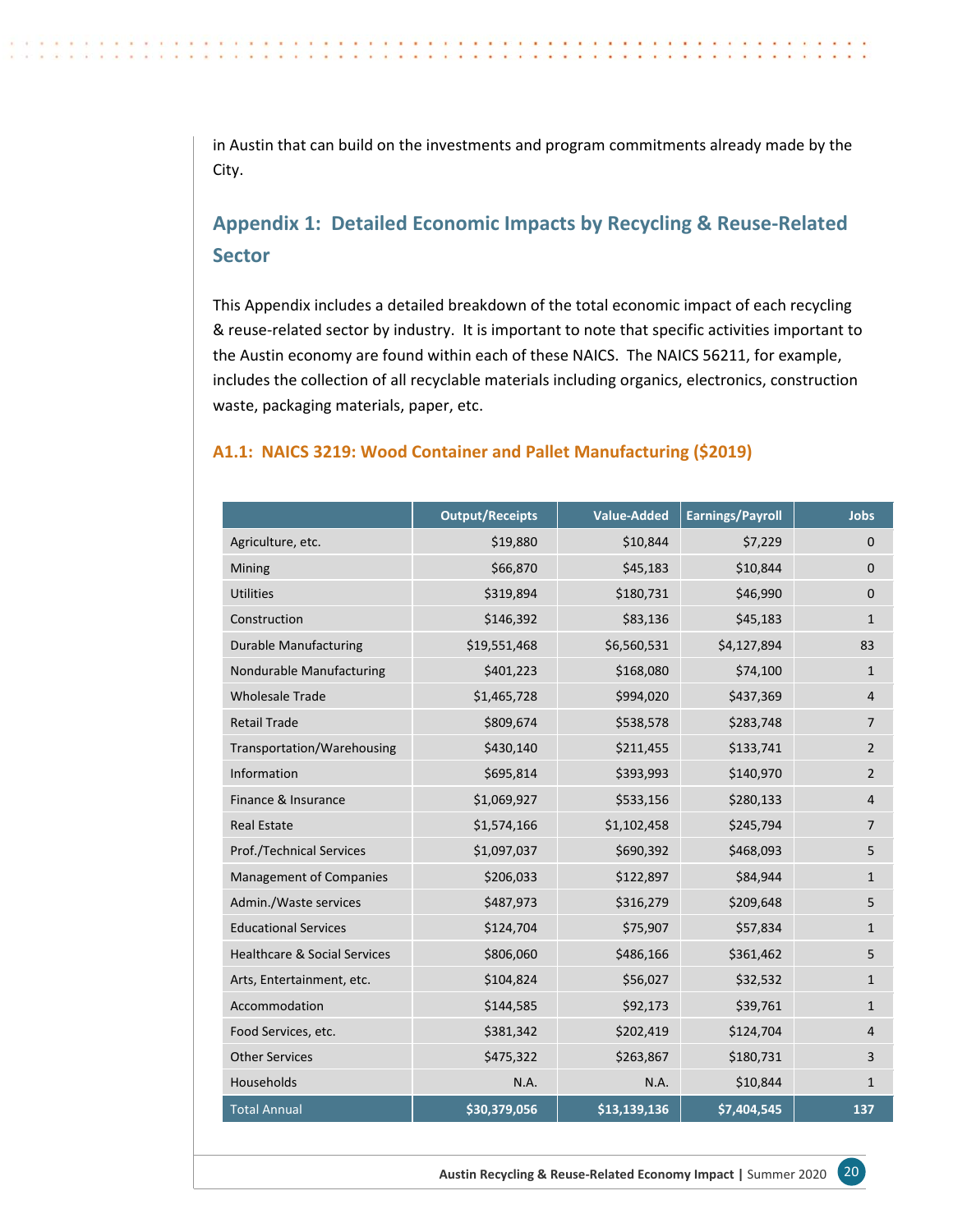in Austin that can build on the investments and program commitments already made by the City.

## Appendix 1: Detailed Economic Impacts by Recycling & Reuse-Related Sector

This Appendix includes a detailed breakdown of the total economic impact of each recycling & reuse-related sector by industry. It is important to note that specific activities important to the Austin economy are found within each of these NAICS. The NAICS 56211, for example, includes the collection of all recyclable materials including organics, electronics, construction waste, packaging materials, paper, etc.

### A1.1: NAICS 3219: Wood Container and Pallet Manufacturing ($2019)

| | Output/Receipts | Value-Added | Earnings/Payroll | Jobs |
|---|---|---|---|---|
| Agriculture, etc. | $19,880 | $10,844 | $7,229 | 0 |
| Mining | $66,870 | $45,183 | $10,844 | 0 |
| Utilities | $319,894 | $180,731 | $46,990 | 0 |
| Construction | $146,392 | $83,136 | $45,183 | 1 |
| Durable Manufacturing | $19,551,468 | $6,560,531 | $4,127,894 | 83 |
| Nondurable Manufacturing | $401,223 | $168,080 | $74,100 | 1 |
| Wholesale Trade | $1,465,728 | $994,020 | $437,369 | 4 |
| Retail Trade | $809,674 | $538,578 | $283,748 | 7 |
| Transportation/Warehousing | $430,140 | $211,455 | $133,741 | 2 |
| Information | $695,814 | $393,993 | $140,970 | 2 |
| Finance & Insurance | $1,069,927 | $533,156 | $280,133 | 4 |
| Real Estate | $1,574,166 | $1,102,458 | $245,794 | 7 |
| Prof./Technical Services | $1,097,037 | $690,392 | $468,093 | 5 |
| Management of Companies | $206,033 | $122,897 | $84,944 | 1 |
| Admin./Waste services | $487,973 | $316,279 | $209,648 | 5 |
| Educational Services | $124,704 | $75,907 | $57,834 | 1 |
| Healthcare & Social Services | $806,060 | $486,166 | $361,462 | 5 |
| Arts, Entertainment, etc. | $104,824 | $56,027 | $32,532 | 1 |
| Accommodation | $144,585 | $92,173 | $39,761 | 1 |
| Food Services, etc. | $381,342 | $202,419 | $124,704 | 4 |
| Other Services | $475,322 | $263,867 | $180,731 | 3 |
| Households | N.A. | N.A. | $10,844 | 1 |
| Total Annual | **$30,379,056** | **$13,139,136** | **$7,404,545** | **137** |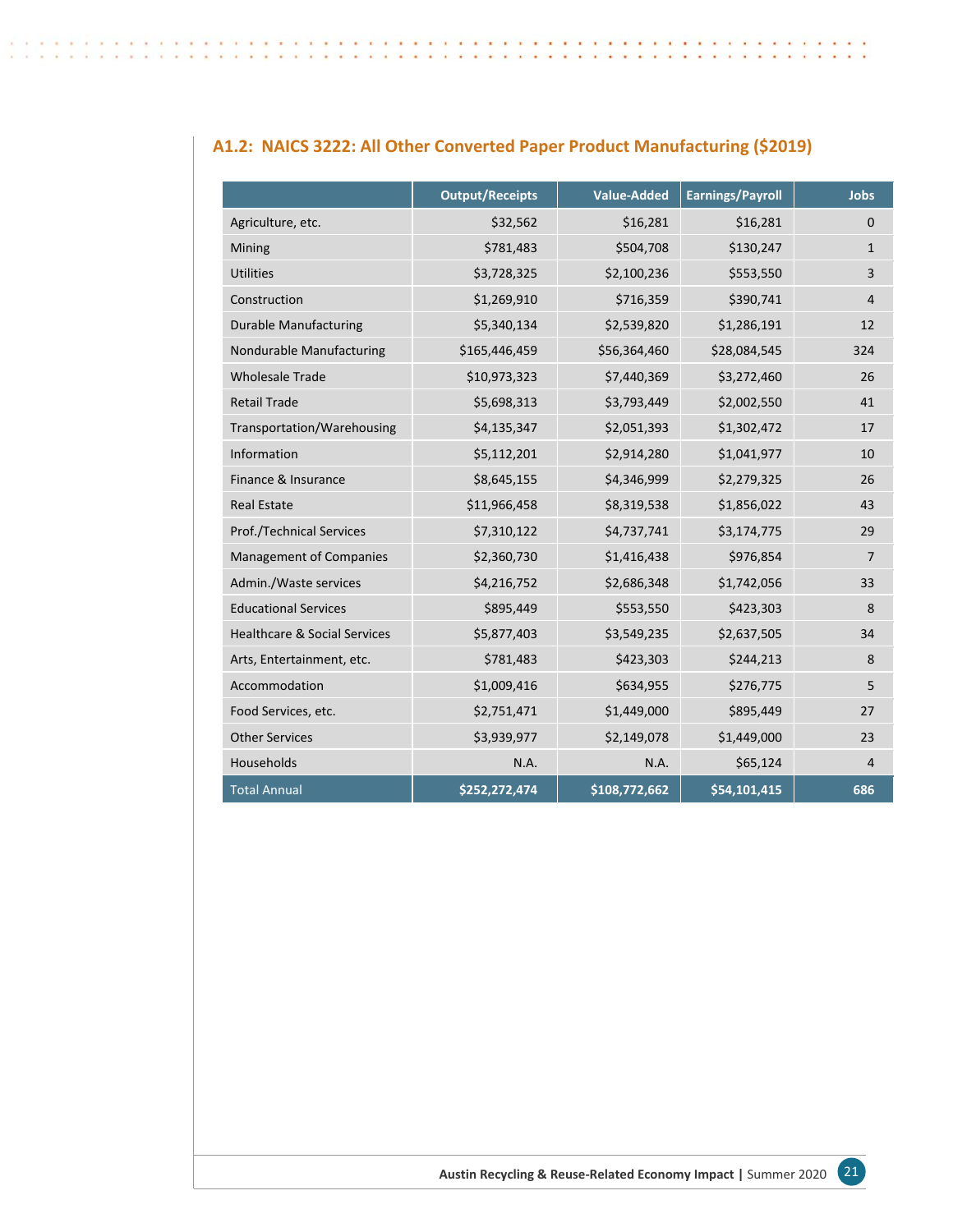## A1.2: NAICS 3222: All Other Converted Paper Product Manufacturing ($2019)

| | Output/Receipts | Value-Added | Earnings/Payroll | Jobs |
|---|---|---|---|---|
| Agriculture, etc. | $32,562 | $16,281 | $16,281 | 0 |
| Mining | $781,483 | $504,708 | $130,247 | 1 |
| Utilities | $3,728,325 | $2,100,236 | $553,550 | 3 |
| Construction | $1,269,910 | $716,359 | $390,741 | 4 |
| Durable Manufacturing | $5,340,134 | $2,539,820 | $1,286,191 | 12 |
| Nondurable Manufacturing | $165,446,459 | $56,364,460 | $28,084,545 | 324 |
| Wholesale Trade | $10,973,323 | $7,440,369 | $3,272,460 | 26 |
| Retail Trade | $5,698,313 | $3,793,449 | $2,002,550 | 41 |
| Transportation/Warehousing | $4,135,347 | $2,051,393 | $1,302,472 | 17 |
| Information | $5,112,201 | $2,914,280 | $1,041,977 | 10 |
| Finance & Insurance | $8,645,155 | $4,346,999 | $2,279,325 | 26 |
| Real Estate | $11,966,458 | $8,319,538 | $1,856,022 | 43 |
| Prof./Technical Services | $7,310,122 | $4,737,741 | $3,174,775 | 29 |
| Management of Companies | $2,360,730 | $1,416,438 | $976,854 | 7 |
| Admin./Waste services | $4,216,752 | $2,686,348 | $1,742,056 | 33 |
| Educational Services | $895,449 | $553,550 | $423,303 | 8 |
| Healthcare & Social Services | $5,877,403 | $3,549,235 | $2,637,505 | 34 |
| Arts, Entertainment, etc. | $781,483 | $423,303 | $244,213 | 8 |
| Accommodation | $1,009,416 | $634,955 | $276,775 | 5 |
| Food Services, etc. | $2,751,471 | $1,449,000 | $895,449 | 27 |
| Other Services | $3,939,977 | $2,149,078 | $1,449,000 | 23 |
| Households | N.A. | N.A. | $65,124 | 4 |
| Total Annual | $252,272,474 | $108,772,662 | $54,101,415 | 686 |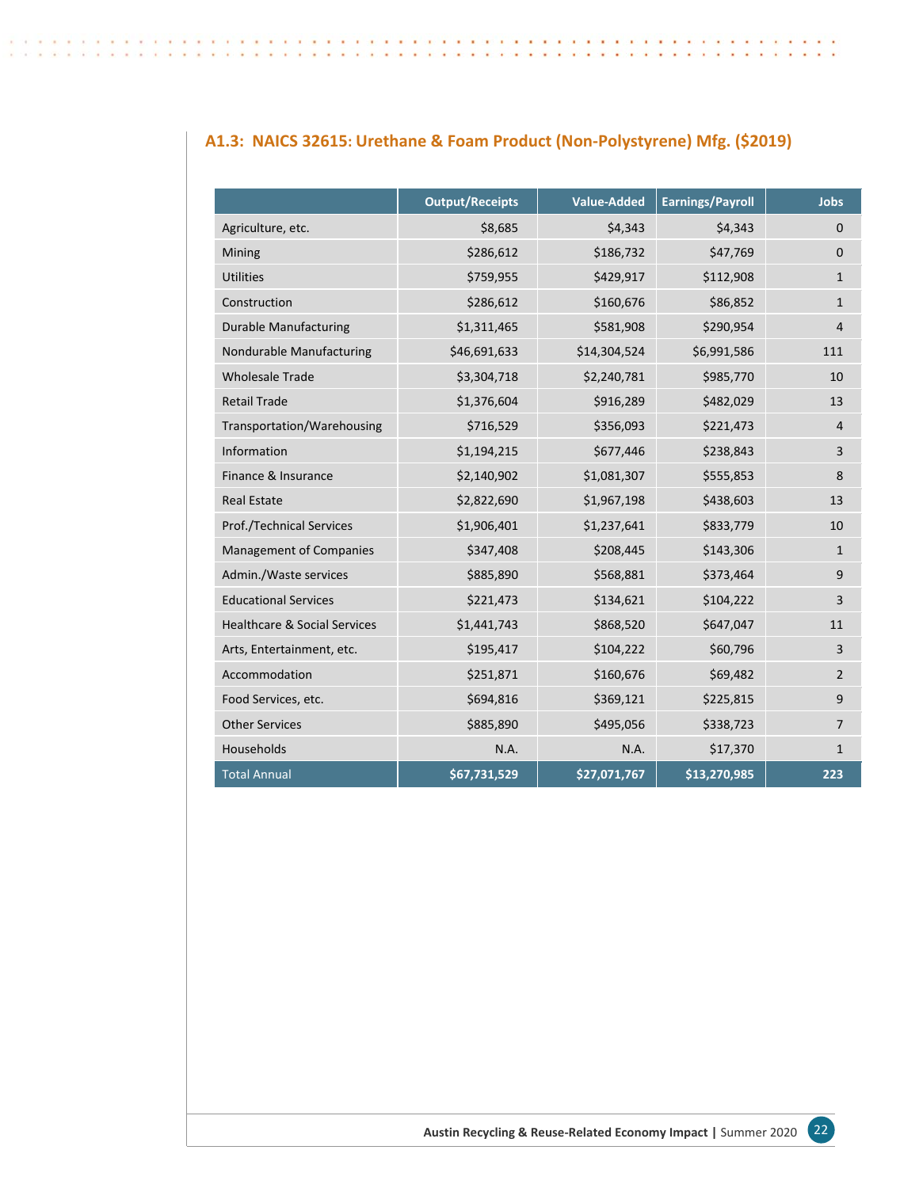### A1.3: NAICS 32615: Urethane & Foam Product (Non-Polystyrene) Mfg. ($2019)

| | Output/Receipts | Value-Added | Earnings/Payroll | Jobs |
|---|---|---|---|---|
| Agriculture, etc. | $8,685 | $4,343 | $4,343 | 0 |
| Mining | $286,612 | $186,732 | $47,769 | 0 |
| Utilities | $759,955 | $429,917 | $112,908 | 1 |
| Construction | $286,612 | $160,676 | $86,852 | 1 |
| Durable Manufacturing | $1,311,465 | $581,908 | $290,954 | 4 |
| Nondurable Manufacturing | $46,691,633 | $14,304,524 | $6,991,586 | 111 |
| Wholesale Trade | $3,304,718 | $2,240,781 | $985,770 | 10 |
| Retail Trade | $1,376,604 | $916,289 | $482,029 | 13 |
| Transportation/Warehousing | $716,529 | $356,093 | $221,473 | 4 |
| Information | $1,194,215 | $677,446 | $238,843 | 3 |
| Finance & Insurance | $2,140,902 | $1,081,307 | $555,853 | 8 |
| Real Estate | $2,822,690 | $1,967,198 | $438,603 | 13 |
| Prof./Technical Services | $1,906,401 | $1,237,641 | $833,779 | 10 |
| Management of Companies | $347,408 | $208,445 | $143,306 | 1 |
| Admin./Waste services | $885,890 | $568,881 | $373,464 | 9 |
| Educational Services | $221,473 | $134,621 | $104,222 | 3 |
| Healthcare & Social Services | $1,441,743 | $868,520 | $647,047 | 11 |
| Arts, Entertainment, etc. | $195,417 | $104,222 | $60,796 | 3 |
| Accommodation | $251,871 | $160,676 | $69,482 | 2 |
| Food Services, etc. | $694,816 | $369,121 | $225,815 | 9 |
| Other Services | $885,890 | $495,056 | $338,723 | 7 |
| Households | N.A. | N.A. | $17,370 | 1 |
| Total Annual | **$67,731,529** | **$27,071,767** | **$13,270,985** | **223** |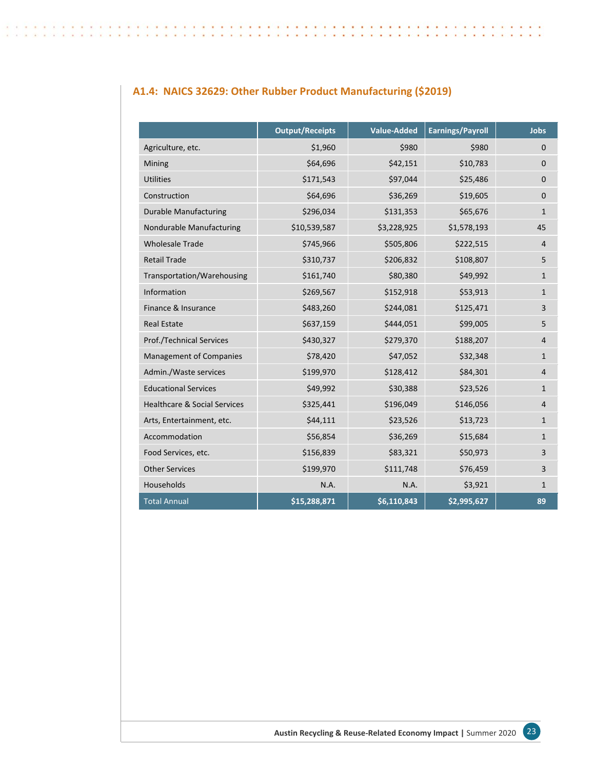### A1.4: NAICS 32629: Other Rubber Product Manufacturing ($2019)

| | Output/Receipts | Value-Added | Earnings/Payroll | Jobs |
|---|---|---|---|---|
| Agriculture, etc. | $1,960 | $980 | $980 | 0 |
| Mining | $64,696 | $42,151 | $10,783 | 0 |
| Utilities | $171,543 | $97,044 | $25,486 | 0 |
| Construction | $64,696 | $36,269 | $19,605 | 0 |
| Durable Manufacturing | $296,034 | $131,353 | $65,676 | 1 |
| Nondurable Manufacturing | $10,539,587 | $3,228,925 | $1,578,193 | 45 |
| Wholesale Trade | $745,966 | $505,806 | $222,515 | 4 |
| Retail Trade | $310,737 | $206,832 | $108,807 | 5 |
| Transportation/Warehousing | $161,740 | $80,380 | $49,992 | 1 |
| Information | $269,567 | $152,918 | $53,913 | 1 |
| Finance & Insurance | $483,260 | $244,081 | $125,471 | 3 |
| Real Estate | $637,159 | $444,051 | $99,005 | 5 |
| Prof./Technical Services | $430,327 | $279,370 | $188,207 | 4 |
| Management of Companies | $78,420 | $47,052 | $32,348 | 1 |
| Admin./Waste services | $199,970 | $128,412 | $84,301 | 4 |
| Educational Services | $49,992 | $30,388 | $23,526 | 1 |
| Healthcare & Social Services | $325,441 | $196,049 | $146,056 | 4 |
| Arts, Entertainment, etc. | $44,111 | $23,526 | $13,723 | 1 |
| Accommodation | $56,854 | $36,269 | $15,684 | 1 |
| Food Services, etc. | $156,839 | $83,321 | $50,973 | 3 |
| Other Services | $199,970 | $111,748 | $76,459 | 3 |
| Households | N.A. | N.A. | $3,921 | 1 |
| **Total Annual** | **$15,288,871** | **$6,110,843** | **$2,995,627** | **89** |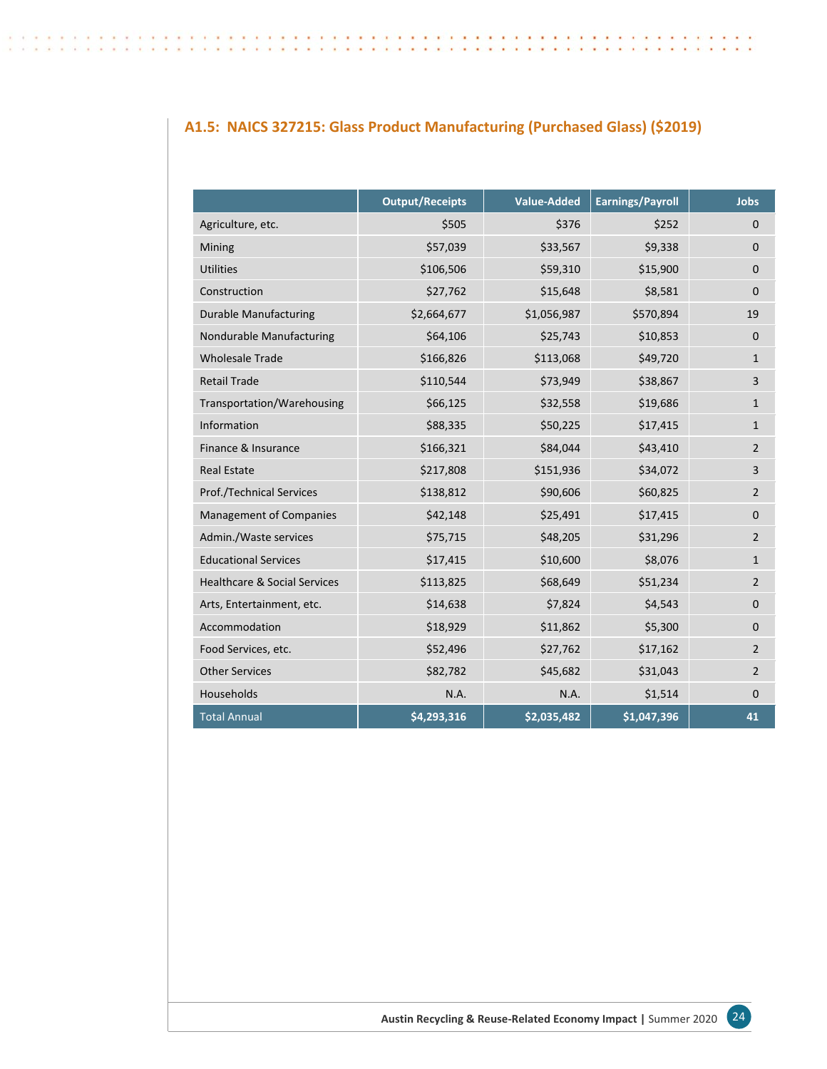### A1.5: NAICS 327215: Glass Product Manufacturing (Purchased Glass) ($2019)

| | Output/Receipts | Value-Added | Earnings/Payroll | Jobs |
|---|---:|---:|---:|---:|
| Agriculture, etc. | $505 | $376 | $252 | 0 |
| Mining | $57,039 | $33,567 | $9,338 | 0 |
| Utilities | $106,506 | $59,310 | $15,900 | 0 |
| Construction | $27,762 | $15,648 | $8,581 | 0 |
| Durable Manufacturing | $2,664,677 | $1,056,987 | $570,894 | 19 |
| Nondurable Manufacturing | $64,106 | $25,743 | $10,853 | 0 |
| Wholesale Trade | $166,826 | $113,068 | $49,720 | 1 |
| Retail Trade | $110,544 | $73,949 | $38,867 | 3 |
| Transportation/Warehousing | $66,125 | $32,558 | $19,686 | 1 |
| Information | $88,335 | $50,225 | $17,415 | 1 |
| Finance & Insurance | $166,321 | $84,044 | $43,410 | 2 |
| Real Estate | $217,808 | $151,936 | $34,072 | 3 |
| Prof./Technical Services | $138,812 | $90,606 | $60,825 | 2 |
| Management of Companies | $42,148 | $25,491 | $17,415 | 0 |
| Admin./Waste services | $75,715 | $48,205 | $31,296 | 2 |
| Educational Services | $17,415 | $10,600 | $8,076 | 1 |
| Healthcare & Social Services | $113,825 | $68,649 | $51,234 | 2 |
| Arts, Entertainment, etc. | $14,638 | $7,824 | $4,543 | 0 |
| Accommodation | $18,929 | $11,862 | $5,300 | 0 |
| Food Services, etc. | $52,496 | $27,762 | $17,162 | 2 |
| Other Services | $82,782 | $45,682 | $31,043 | 2 |
| Households | N.A. | N.A. | $1,514 | 0 |
| **Total Annual** | **$4,293,316** | **$2,035,482** | **$1,047,396** | **41** |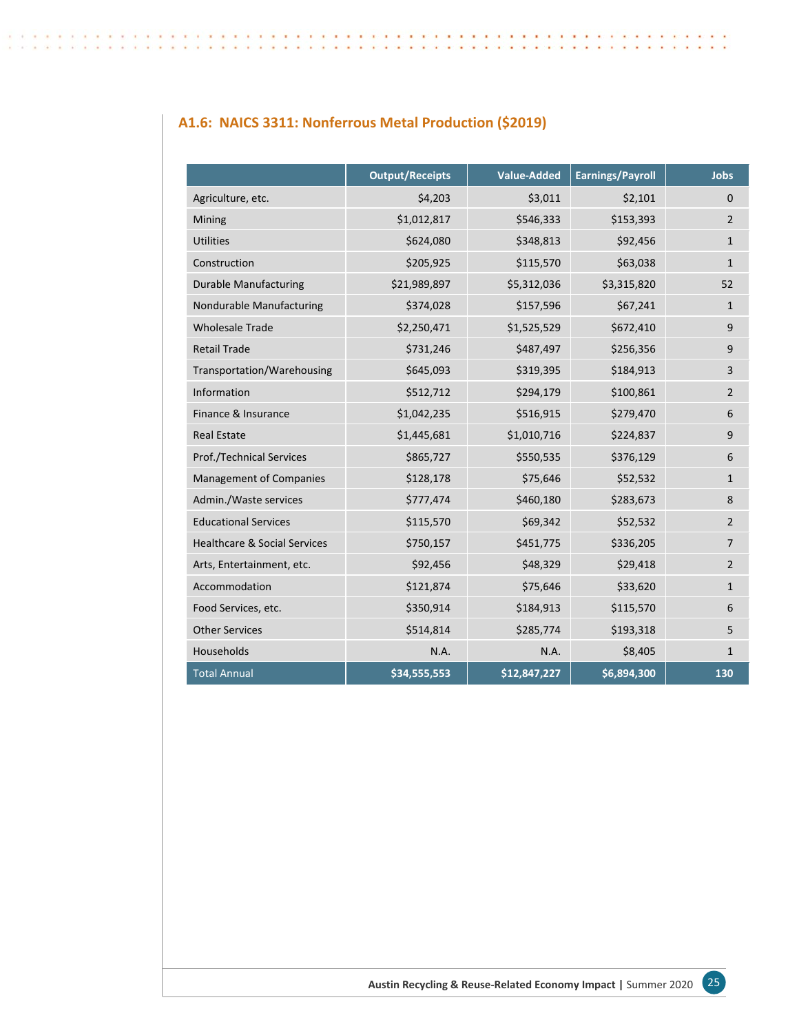### A1.6: NAICS 3311: Nonferrous Metal Production ($2019)

| | Output/Receipts | Value-Added | Earnings/Payroll | Jobs |
|---|---|---|---|---|
| Agriculture, etc. | $4,203 | $3,011 | $2,101 | 0 |
| Mining | $1,012,817 | $546,333 | $153,393 | 2 |
| Utilities | $624,080 | $348,813 | $92,456 | 1 |
| Construction | $205,925 | $115,570 | $63,038 | 1 |
| Durable Manufacturing | $21,989,897 | $5,312,036 | $3,315,820 | 52 |
| Nondurable Manufacturing | $374,028 | $157,596 | $67,241 | 1 |
| Wholesale Trade | $2,250,471 | $1,525,529 | $672,410 | 9 |
| Retail Trade | $731,246 | $487,497 | $256,356 | 9 |
| Transportation/Warehousing | $645,093 | $319,395 | $184,913 | 3 |
| Information | $512,712 | $294,179 | $100,861 | 2 |
| Finance & Insurance | $1,042,235 | $516,915 | $279,470 | 6 |
| Real Estate | $1,445,681 | $1,010,716 | $224,837 | 9 |
| Prof./Technical Services | $865,727 | $550,535 | $376,129 | 6 |
| Management of Companies | $128,178 | $75,646 | $52,532 | 1 |
| Admin./Waste services | $777,474 | $460,180 | $283,673 | 8 |
| Educational Services | $115,570 | $69,342 | $52,532 | 2 |
| Healthcare & Social Services | $750,157 | $451,775 | $336,205 | 7 |
| Arts, Entertainment, etc. | $92,456 | $48,329 | $29,418 | 2 |
| Accommodation | $121,874 | $75,646 | $33,620 | 1 |
| Food Services, etc. | $350,914 | $184,913 | $115,570 | 6 |
| Other Services | $514,814 | $285,774 | $193,318 | 5 |
| Households | N.A. | N.A. | $8,405 | 1 |
| Total Annual | $34,555,553 | $12,847,227 | $6,894,300 | 130 |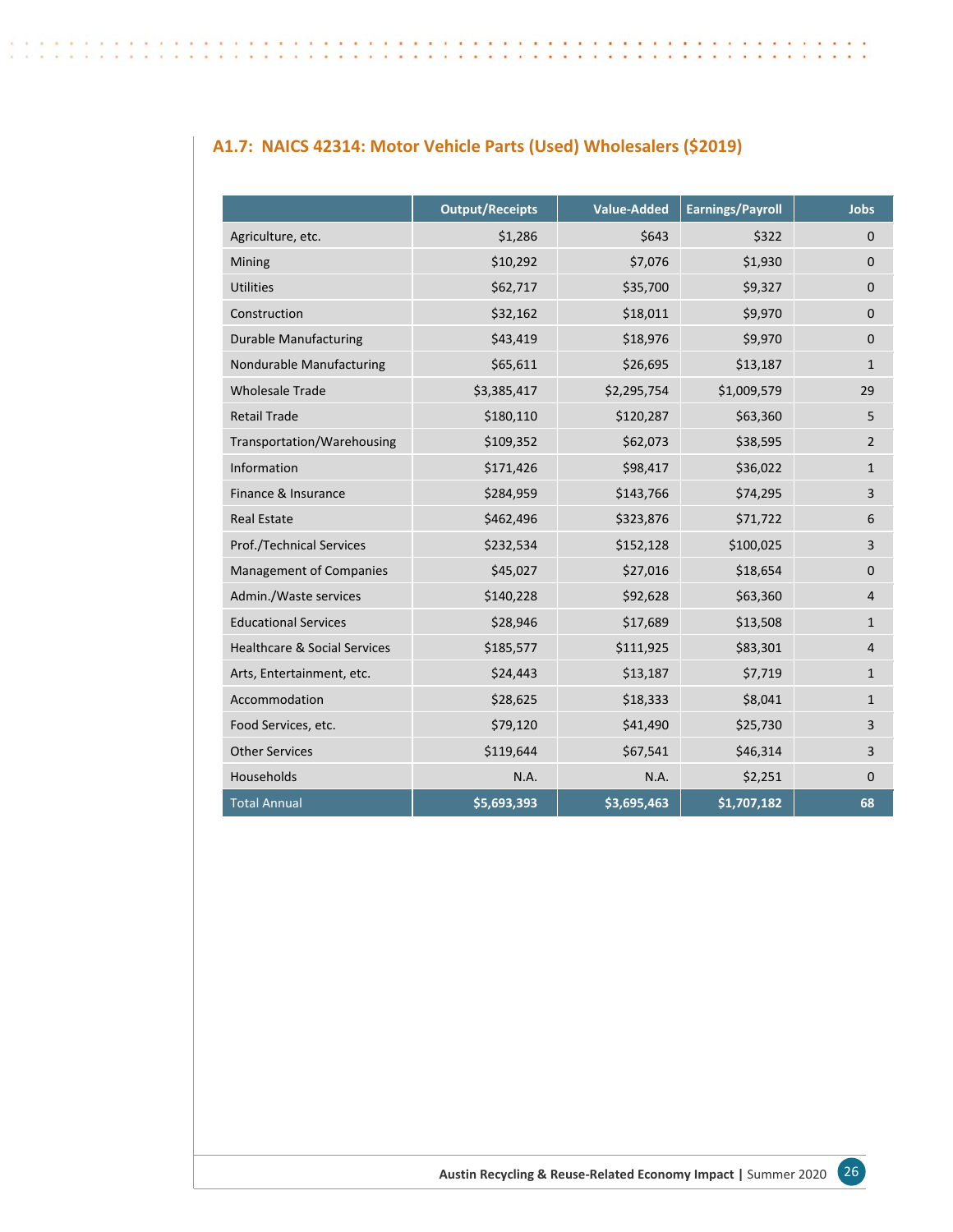### A1.7: NAICS 42314: Motor Vehicle Parts (Used) Wholesalers ($2019)

| | Output/Receipts | Value-Added | Earnings/Payroll | Jobs |
|---|---|---|---|---|
| Agriculture, etc. | $1,286 | $643 | $322 | 0 |
| Mining | $10,292 | $7,076 | $1,930 | 0 |
| Utilities | $62,717 | $35,700 | $9,327 | 0 |
| Construction | $32,162 | $18,011 | $9,970 | 0 |
| Durable Manufacturing | $43,419 | $18,976 | $9,970 | 0 |
| Nondurable Manufacturing | $65,611 | $26,695 | $13,187 | 1 |
| Wholesale Trade | $3,385,417 | $2,295,754 | $1,009,579 | 29 |
| Retail Trade | $180,110 | $120,287 | $63,360 | 5 |
| Transportation/Warehousing | $109,352 | $62,073 | $38,595 | 2 |
| Information | $171,426 | $98,417 | $36,022 | 1 |
| Finance & Insurance | $284,959 | $143,766 | $74,295 | 3 |
| Real Estate | $462,496 | $323,876 | $71,722 | 6 |
| Prof./Technical Services | $232,534 | $152,128 | $100,025 | 3 |
| Management of Companies | $45,027 | $27,016 | $18,654 | 0 |
| Admin./Waste services | $140,228 | $92,628 | $63,360 | 4 |
| Educational Services | $28,946 | $17,689 | $13,508 | 1 |
| Healthcare & Social Services | $185,577 | $111,925 | $83,301 | 4 |
| Arts, Entertainment, etc. | $24,443 | $13,187 | $7,719 | 1 |
| Accommodation | $28,625 | $18,333 | $8,041 | 1 |
| Food Services, etc. | $79,120 | $41,490 | $25,730 | 3 |
| Other Services | $119,644 | $67,541 | $46,314 | 3 |
| Households | N.A. | N.A. | $2,251 | 0 |
| Total Annual | $5,693,393 | $3,695,463 | $1,707,182 | 68 |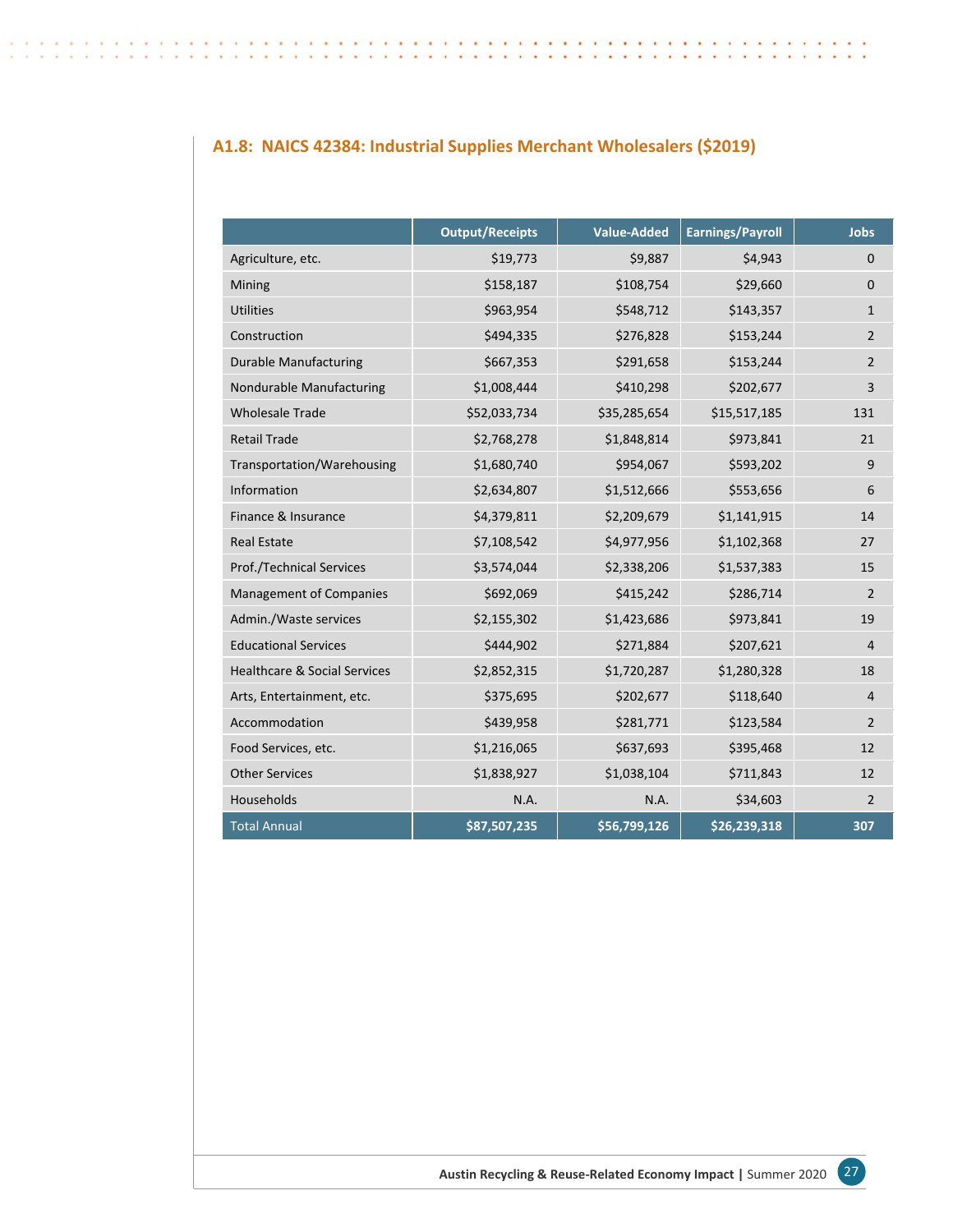## A1.8: NAICS 42384: Industrial Supplies Merchant Wholesalers ($2019)

| | Output/Receipts | Value-Added | Earnings/Payroll | Jobs |
|---|---|---|---|---|
| Agriculture, etc. | $19,773 | $9,887 | $4,943 | 0 |
| Mining | $158,187 | $108,754 | $29,660 | 0 |
| Utilities | $963,954 | $548,712 | $143,357 | 1 |
| Construction | $494,335 | $276,828 | $153,244 | 2 |
| Durable Manufacturing | $667,353 | $291,658 | $153,244 | 2 |
| Nondurable Manufacturing | $1,008,444 | $410,298 | $202,677 | 3 |
| Wholesale Trade | $52,033,734 | $35,285,654 | $15,517,185 | 131 |
| Retail Trade | $2,768,278 | $1,848,814 | $973,841 | 21 |
| Transportation/Warehousing | $1,680,740 | $954,067 | $593,202 | 9 |
| Information | $2,634,807 | $1,512,666 | $553,656 | 6 |
| Finance & Insurance | $4,379,811 | $2,209,679 | $1,141,915 | 14 |
| Real Estate | $7,108,542 | $4,977,956 | $1,102,368 | 27 |
| Prof./Technical Services | $3,574,044 | $2,338,206 | $1,537,383 | 15 |
| Management of Companies | $692,069 | $415,242 | $286,714 | 2 |
| Admin./Waste services | $2,155,302 | $1,423,686 | $973,841 | 19 |
| Educational Services | $444,902 | $271,884 | $207,621 | 4 |
| Healthcare & Social Services | $2,852,315 | $1,720,287 | $1,280,328 | 18 |
| Arts, Entertainment, etc. | $375,695 | $202,677 | $118,640 | 4 |
| Accommodation | $439,958 | $281,771 | $123,584 | 2 |
| Food Services, etc. | $1,216,065 | $637,693 | $395,468 | 12 |
| Other Services | $1,838,927 | $1,038,104 | $711,843 | 12 |
| Households | N.A. | N.A. | $34,603 | 2 |
| Total Annual | $87,507,235 | $56,799,126 | $26,239,318 | 307 |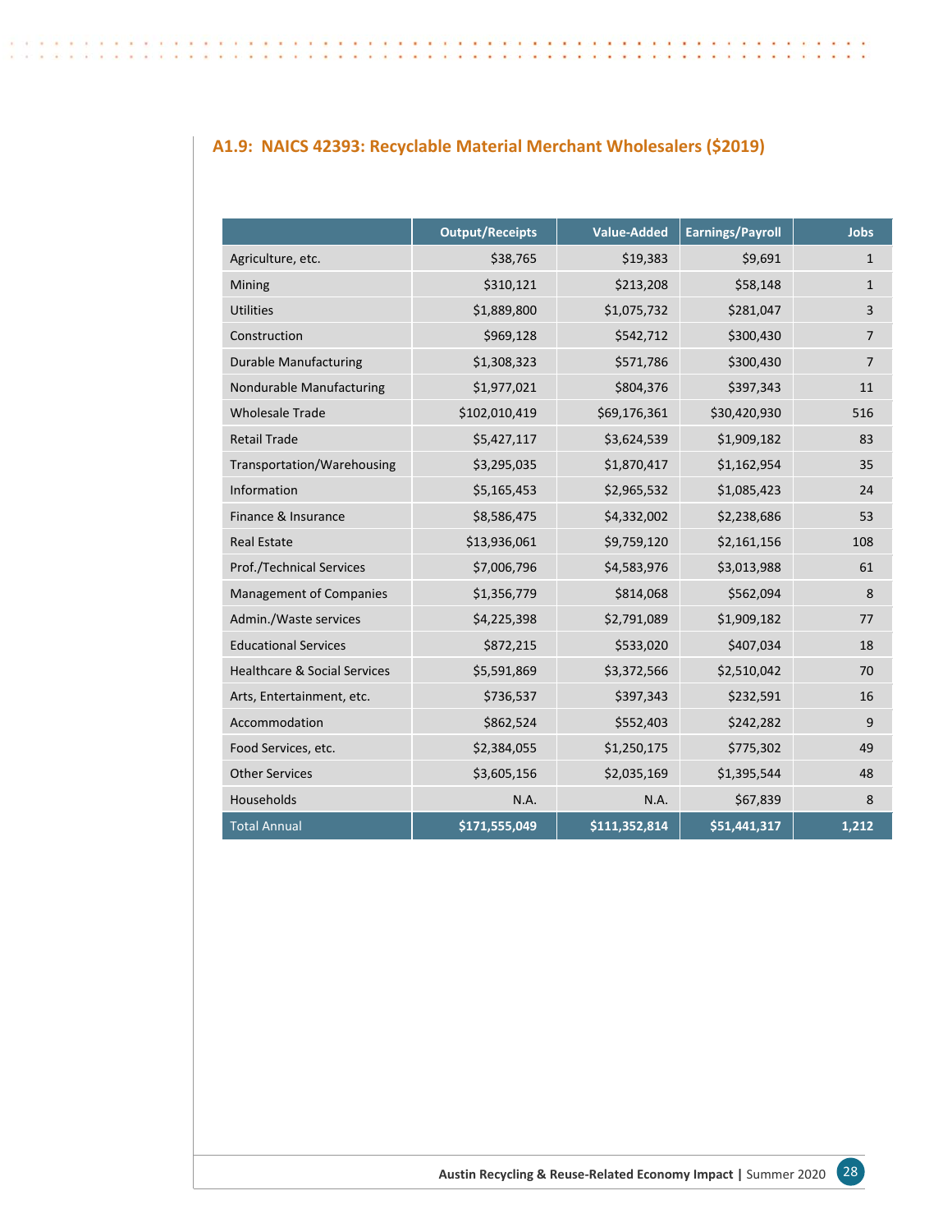### A1.9: NAICS 42393: Recyclable Material Merchant Wholesalers ($2019)

| | Output/Receipts | Value-Added | Earnings/Payroll | Jobs |
|---|---|---|---|---|
| Agriculture, etc. | $38,765 | $19,383 | $9,691 | 1 |
| Mining | $310,121 | $213,208 | $58,148 | 1 |
| Utilities | $1,889,800 | $1,075,732 | $281,047 | 3 |
| Construction | $969,128 | $542,712 | $300,430 | 7 |
| Durable Manufacturing | $1,308,323 | $571,786 | $300,430 | 7 |
| Nondurable Manufacturing | $1,977,021 | $804,376 | $397,343 | 11 |
| Wholesale Trade | $102,010,419 | $69,176,361 | $30,420,930 | 516 |
| Retail Trade | $5,427,117 | $3,624,539 | $1,909,182 | 83 |
| Transportation/Warehousing | $3,295,035 | $1,870,417 | $1,162,954 | 35 |
| Information | $5,165,453 | $2,965,532 | $1,085,423 | 24 |
| Finance & Insurance | $8,586,475 | $4,332,002 | $2,238,686 | 53 |
| Real Estate | $13,936,061 | $9,759,120 | $2,161,156 | 108 |
| Prof./Technical Services | $7,006,796 | $4,583,976 | $3,013,988 | 61 |
| Management of Companies | $1,356,779 | $814,068 | $562,094 | 8 |
| Admin./Waste services | $4,225,398 | $2,791,089 | $1,909,182 | 77 |
| Educational Services | $872,215 | $533,020 | $407,034 | 18 |
| Healthcare & Social Services | $5,591,869 | $3,372,566 | $2,510,042 | 70 |
| Arts, Entertainment, etc. | $736,537 | $397,343 | $232,591 | 16 |
| Accommodation | $862,524 | $552,403 | $242,282 | 9 |
| Food Services, etc. | $2,384,055 | $1,250,175 | $775,302 | 49 |
| Other Services | $3,605,156 | $2,035,169 | $1,395,544 | 48 |
| Households | N.A. | N.A. | $67,839 | 8 |
| Total Annual | $171,555,049 | $111,352,814 | $51,441,317 | 1,212 |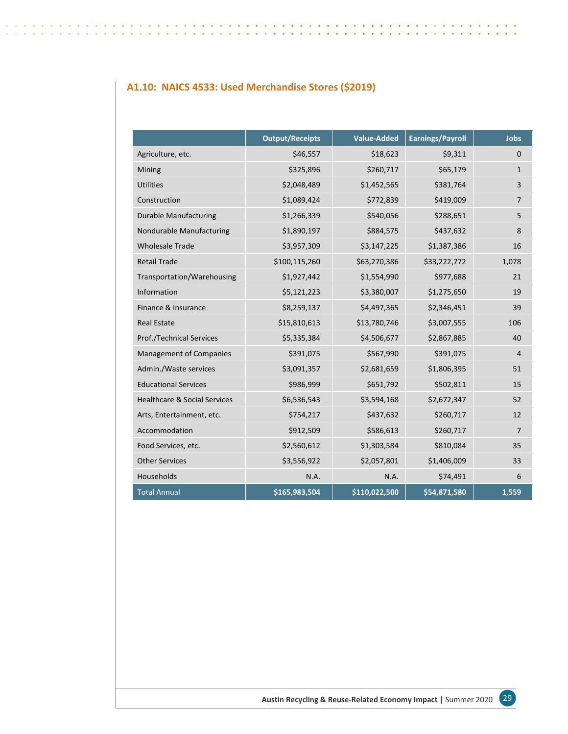### A1.10: NAICS 4533: Used Merchandise Stores ($2019)

| | Output/Receipts | Value-Added | Earnings/Payroll | Jobs |
|---|---|---|---|---|
| Agriculture, etc. | $46,557 | $18,623 | $9,311 | 0 |
| Mining | $325,896 | $260,717 | $65,179 | 1 |
| Utilities | $2,048,489 | $1,452,565 | $381,764 | 3 |
| Construction | $1,089,424 | $772,839 | $419,009 | 7 |
| Durable Manufacturing | $1,266,339 | $540,056 | $288,651 | 5 |
| Nondurable Manufacturing | $1,890,197 | $884,575 | $437,632 | 8 |
| Wholesale Trade | $3,957,309 | $3,147,225 | $1,387,386 | 16 |
| Retail Trade | $100,115,260 | $63,270,386 | $33,222,772 | 1,078 |
| Transportation/Warehousing | $1,927,442 | $1,554,990 | $977,688 | 21 |
| Information | $5,121,223 | $3,380,007 | $1,275,650 | 19 |
| Finance & Insurance | $8,259,137 | $4,497,365 | $2,346,451 | 39 |
| Real Estate | $15,810,613 | $13,780,746 | $3,007,555 | 106 |
| Prof./Technical Services | $5,335,384 | $4,506,677 | $2,867,885 | 40 |
| Management of Companies | $391,075 | $567,990 | $391,075 | 4 |
| Admin./Waste services | $3,091,357 | $2,681,659 | $1,806,395 | 51 |
| Educational Services | $986,999 | $651,792 | $502,811 | 15 |
| Healthcare & Social Services | $6,536,543 | $3,594,168 | $2,672,347 | 52 |
| Arts, Entertainment, etc. | $754,217 | $437,632 | $260,717 | 12 |
| Accommodation | $912,509 | $586,613 | $260,717 | 7 |
| Food Services, etc. | $2,560,612 | $1,303,584 | $810,084 | 35 |
| Other Services | $3,556,922 | $2,057,801 | $1,406,009 | 33 |
| Households | N.A. | N.A. | $74,491 | 6 |
| Total Annual | $165,983,504 | $110,022,500 | $54,871,580 | 1,559 |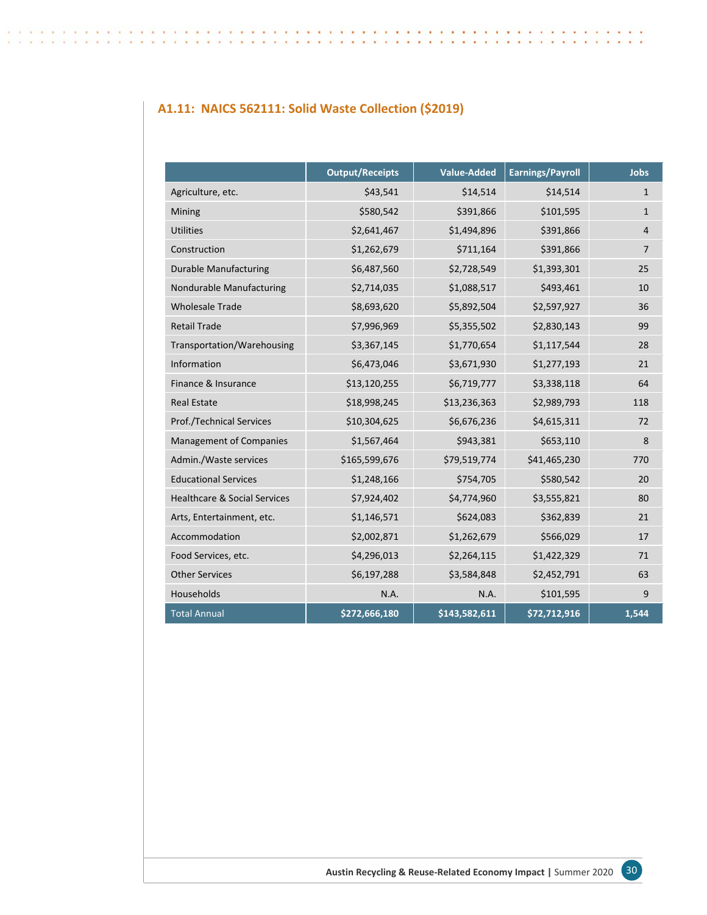### A1.11: NAICS 562111: Solid Waste Collection ($2019)

| | Output/Receipts | Value-Added | Earnings/Payroll | Jobs |
|---|---|---|---|---|
| Agriculture, etc. | $43,541 | $14,514 | $14,514 | 1 |
| Mining | $580,542 | $391,866 | $101,595 | 1 |
| Utilities | $2,641,467 | $1,494,896 | $391,866 | 4 |
| Construction | $1,262,679 | $711,164 | $391,866 | 7 |
| Durable Manufacturing | $6,487,560 | $2,728,549 | $1,393,301 | 25 |
| Nondurable Manufacturing | $2,714,035 | $1,088,517 | $493,461 | 10 |
| Wholesale Trade | $8,693,620 | $5,892,504 | $2,597,927 | 36 |
| Retail Trade | $7,996,969 | $5,355,502 | $2,830,143 | 99 |
| Transportation/Warehousing | $3,367,145 | $1,770,654 | $1,117,544 | 28 |
| Information | $6,473,046 | $3,671,930 | $1,277,193 | 21 |
| Finance & Insurance | $13,120,255 | $6,719,777 | $3,338,118 | 64 |
| Real Estate | $18,998,245 | $13,236,363 | $2,989,793 | 118 |
| Prof./Technical Services | $10,304,625 | $6,676,236 | $4,615,311 | 72 |
| Management of Companies | $1,567,464 | $943,381 | $653,110 | 8 |
| Admin./Waste services | $165,599,676 | $79,519,774 | $41,465,230 | 770 |
| Educational Services | $1,248,166 | $754,705 | $580,542 | 20 |
| Healthcare & Social Services | $7,924,402 | $4,774,960 | $3,555,821 | 80 |
| Arts, Entertainment, etc. | $1,146,571 | $624,083 | $362,839 | 21 |
| Accommodation | $2,002,871 | $1,262,679 | $566,029 | 17 |
| Food Services, etc. | $4,296,013 | $2,264,115 | $1,422,329 | 71 |
| Other Services | $6,197,288 | $3,584,848 | $2,452,791 | 63 |
| Households | N.A. | N.A. | $101,595 | 9 |
| Total Annual | **$272,666,180** | **$143,582,611** | **$72,712,916** | **1,544** |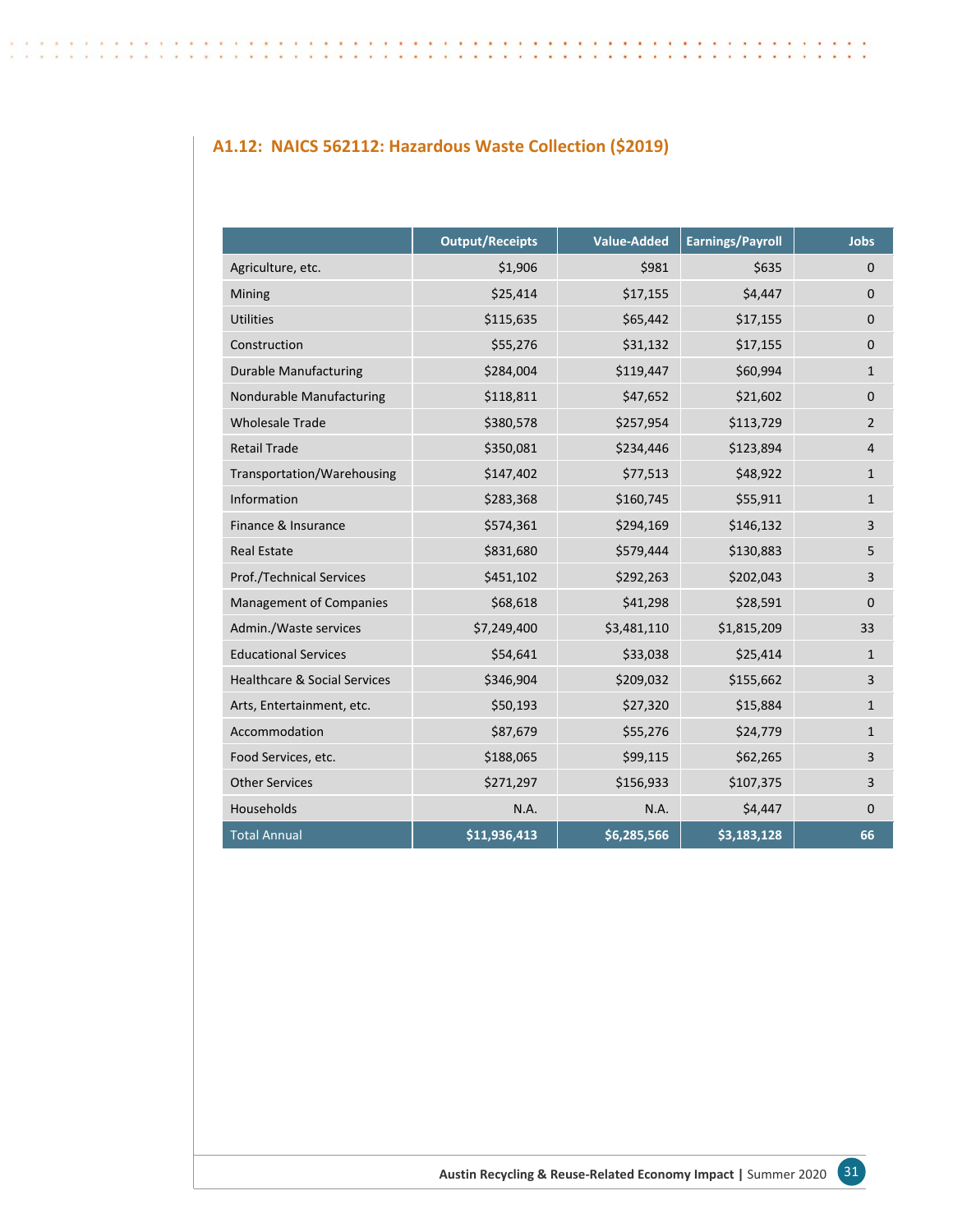### A1.12: NAICS 562112: Hazardous Waste Collection ($2019)

| | Output/Receipts | Value-Added | Earnings/Payroll | Jobs |
|---|---|---|---|---|
| Agriculture, etc. | $1,906 | $981 | $635 | 0 |
| Mining | $25,414 | $17,155 | $4,447 | 0 |
| Utilities | $115,635 | $65,442 | $17,155 | 0 |
| Construction | $55,276 | $31,132 | $17,155 | 0 |
| Durable Manufacturing | $284,004 | $119,447 | $60,994 | 1 |
| Nondurable Manufacturing | $118,811 | $47,652 | $21,602 | 0 |
| Wholesale Trade | $380,578 | $257,954 | $113,729 | 2 |
| Retail Trade | $350,081 | $234,446 | $123,894 | 4 |
| Transportation/Warehousing | $147,402 | $77,513 | $48,922 | 1 |
| Information | $283,368 | $160,745 | $55,911 | 1 |
| Finance & Insurance | $574,361 | $294,169 | $146,132 | 3 |
| Real Estate | $831,680 | $579,444 | $130,883 | 5 |
| Prof./Technical Services | $451,102 | $292,263 | $202,043 | 3 |
| Management of Companies | $68,618 | $41,298 | $28,591 | 0 |
| Admin./Waste services | $7,249,400 | $3,481,110 | $1,815,209 | 33 |
| Educational Services | $54,641 | $33,038 | $25,414 | 1 |
| Healthcare & Social Services | $346,904 | $209,032 | $155,662 | 3 |
| Arts, Entertainment, etc. | $50,193 | $27,320 | $15,884 | 1 |
| Accommodation | $87,679 | $55,276 | $24,779 | 1 |
| Food Services, etc. | $188,065 | $99,115 | $62,265 | 3 |
| Other Services | $271,297 | $156,933 | $107,375 | 3 |
| Households | N.A. | N.A. | $4,447 | 0 |
| Total Annual | $11,936,413 | $6,285,566 | $3,183,128 | 66 |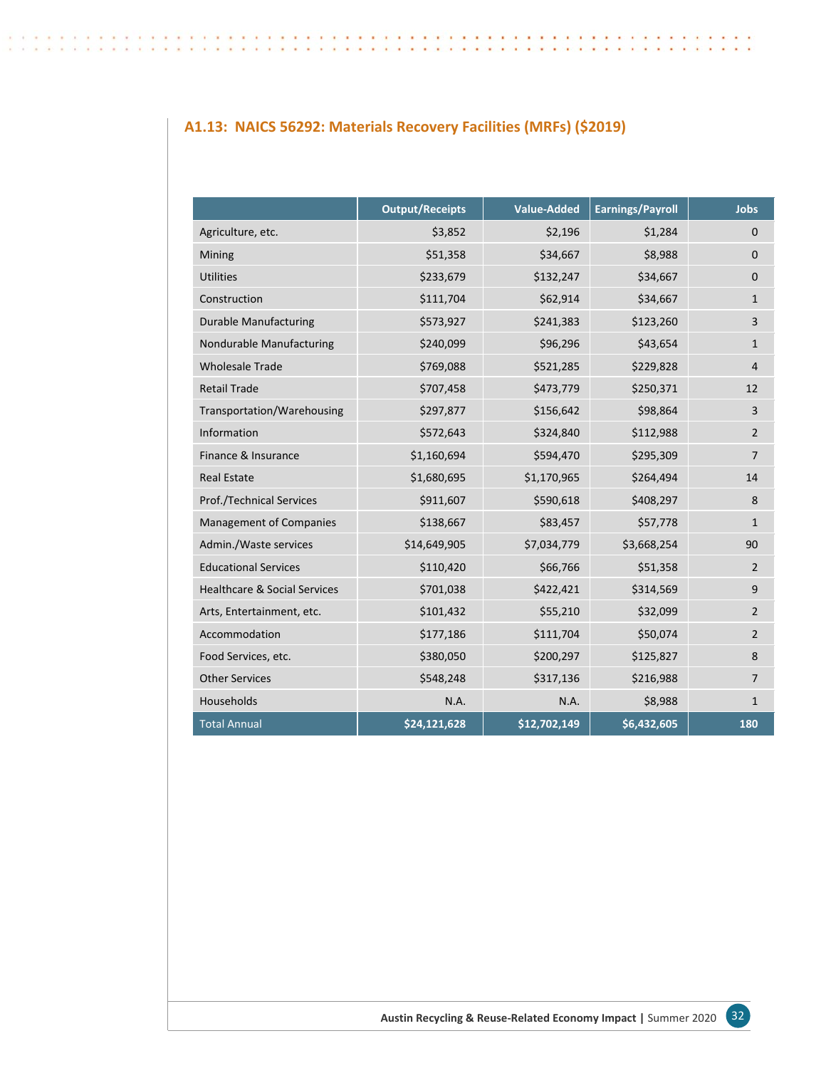### A1.13: NAICS 56292: Materials Recovery Facilities (MRFs) ($2019)

| | Output/Receipts | Value-Added | Earnings/Payroll | Jobs |
|---|---|---|---|---|
| Agriculture, etc. | $3,852 | $2,196 | $1,284 | 0 |
| Mining | $51,358 | $34,667 | $8,988 | 0 |
| Utilities | $233,679 | $132,247 | $34,667 | 0 |
| Construction | $111,704 | $62,914 | $34,667 | 1 |
| Durable Manufacturing | $573,927 | $241,383 | $123,260 | 3 |
| Nondurable Manufacturing | $240,099 | $96,296 | $43,654 | 1 |
| Wholesale Trade | $769,088 | $521,285 | $229,828 | 4 |
| Retail Trade | $707,458 | $473,779 | $250,371 | 12 |
| Transportation/Warehousing | $297,877 | $156,642 | $98,864 | 3 |
| Information | $572,643 | $324,840 | $112,988 | 2 |
| Finance & Insurance | $1,160,694 | $594,470 | $295,309 | 7 |
| Real Estate | $1,680,695 | $1,170,965 | $264,494 | 14 |
| Prof./Technical Services | $911,607 | $590,618 | $408,297 | 8 |
| Management of Companies | $138,667 | $83,457 | $57,778 | 1 |
| Admin./Waste services | $14,649,905 | $7,034,779 | $3,668,254 | 90 |
| Educational Services | $110,420 | $66,766 | $51,358 | 2 |
| Healthcare & Social Services | $701,038 | $422,421 | $314,569 | 9 |
| Arts, Entertainment, etc. | $101,432 | $55,210 | $32,099 | 2 |
| Accommodation | $177,186 | $111,704 | $50,074 | 2 |
| Food Services, etc. | $380,050 | $200,297 | $125,827 | 8 |
| Other Services | $548,248 | $317,136 | $216,988 | 7 |
| Households | N.A. | N.A. | $8,988 | 1 |
| Total Annual | **$24,121,628** | **$12,702,149** | **$6,432,605** | **180** |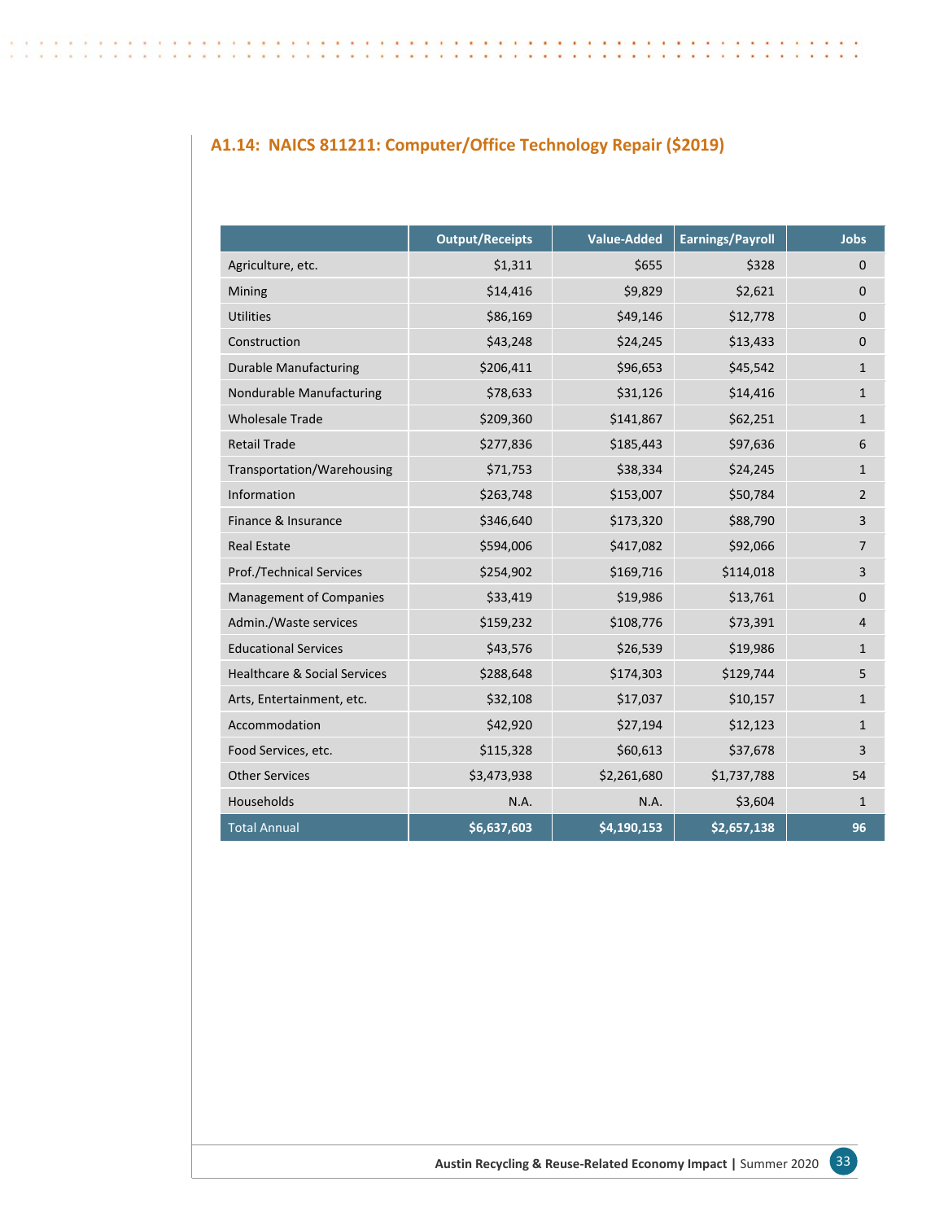### A1.14: NAICS 811211: Computer/Office Technology Repair ($2019)

| | Output/Receipts | Value-Added | Earnings/Payroll | Jobs |
|---|---|---|---|---|
| Agriculture, etc. | $1,311 | $655 | $328 | 0 |
| Mining | $14,416 | $9,829 | $2,621 | 0 |
| Utilities | $86,169 | $49,146 | $12,778 | 0 |
| Construction | $43,248 | $24,245 | $13,433 | 0 |
| Durable Manufacturing | $206,411 | $96,653 | $45,542 | 1 |
| Nondurable Manufacturing | $78,633 | $31,126 | $14,416 | 1 |
| Wholesale Trade | $209,360 | $141,867 | $62,251 | 1 |
| Retail Trade | $277,836 | $185,443 | $97,636 | 6 |
| Transportation/Warehousing | $71,753 | $38,334 | $24,245 | 1 |
| Information | $263,748 | $153,007 | $50,784 | 2 |
| Finance & Insurance | $346,640 | $173,320 | $88,790 | 3 |
| Real Estate | $594,006 | $417,082 | $92,066 | 7 |
| Prof./Technical Services | $254,902 | $169,716 | $114,018 | 3 |
| Management of Companies | $33,419 | $19,986 | $13,761 | 0 |
| Admin./Waste services | $159,232 | $108,776 | $73,391 | 4 |
| Educational Services | $43,576 | $26,539 | $19,986 | 1 |
| Healthcare & Social Services | $288,648 | $174,303 | $129,744 | 5 |
| Arts, Entertainment, etc. | $32,108 | $17,037 | $10,157 | 1 |
| Accommodation | $42,920 | $27,194 | $12,123 | 1 |
| Food Services, etc. | $115,328 | $60,613 | $37,678 | 3 |
| Other Services | $3,473,938 | $2,261,680 | $1,737,788 | 54 |
| Households | N.A. | N.A. | $3,604 | 1 |
| Total Annual | **$6,637,603** | **$4,190,153** | **$2,657,138** | **96** |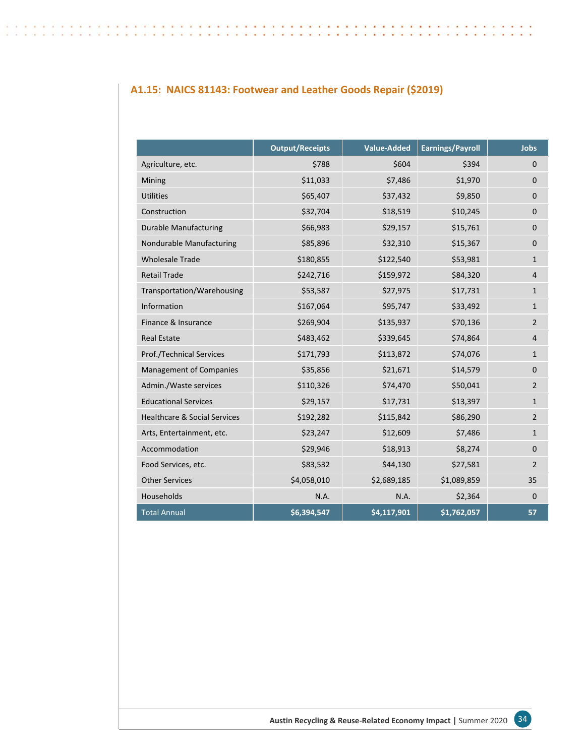### A1.15: NAICS 81143: Footwear and Leather Goods Repair ($2019)

| | Output/Receipts | Value-Added | Earnings/Payroll | Jobs |
|---|---|---|---|---|
| Agriculture, etc. | $788 | $604 | $394 | 0 |
| Mining | $11,033 | $7,486 | $1,970 | 0 |
| Utilities | $65,407 | $37,432 | $9,850 | 0 |
| Construction | $32,704 | $18,519 | $10,245 | 0 |
| Durable Manufacturing | $66,983 | $29,157 | $15,761 | 0 |
| Nondurable Manufacturing | $85,896 | $32,310 | $15,367 | 0 |
| Wholesale Trade | $180,855 | $122,540 | $53,981 | 1 |
| Retail Trade | $242,716 | $159,972 | $84,320 | 4 |
| Transportation/Warehousing | $53,587 | $27,975 | $17,731 | 1 |
| Information | $167,064 | $95,747 | $33,492 | 1 |
| Finance & Insurance | $269,904 | $135,937 | $70,136 | 2 |
| Real Estate | $483,462 | $339,645 | $74,864 | 4 |
| Prof./Technical Services | $171,793 | $113,872 | $74,076 | 1 |
| Management of Companies | $35,856 | $21,671 | $14,579 | 0 |
| Admin./Waste services | $110,326 | $74,470 | $50,041 | 2 |
| Educational Services | $29,157 | $17,731 | $13,397 | 1 |
| Healthcare & Social Services | $192,282 | $115,842 | $86,290 | 2 |
| Arts, Entertainment, etc. | $23,247 | $12,609 | $7,486 | 1 |
| Accommodation | $29,946 | $18,913 | $8,274 | 0 |
| Food Services, etc. | $83,532 | $44,130 | $27,581 | 2 |
| Other Services | $4,058,010 | $2,689,185 | $1,089,859 | 35 |
| Households | N.A. | N.A. | $2,364 | 0 |
| Total Annual | **$6,394,547** | **$4,117,901** | **$1,762,057** | **57** |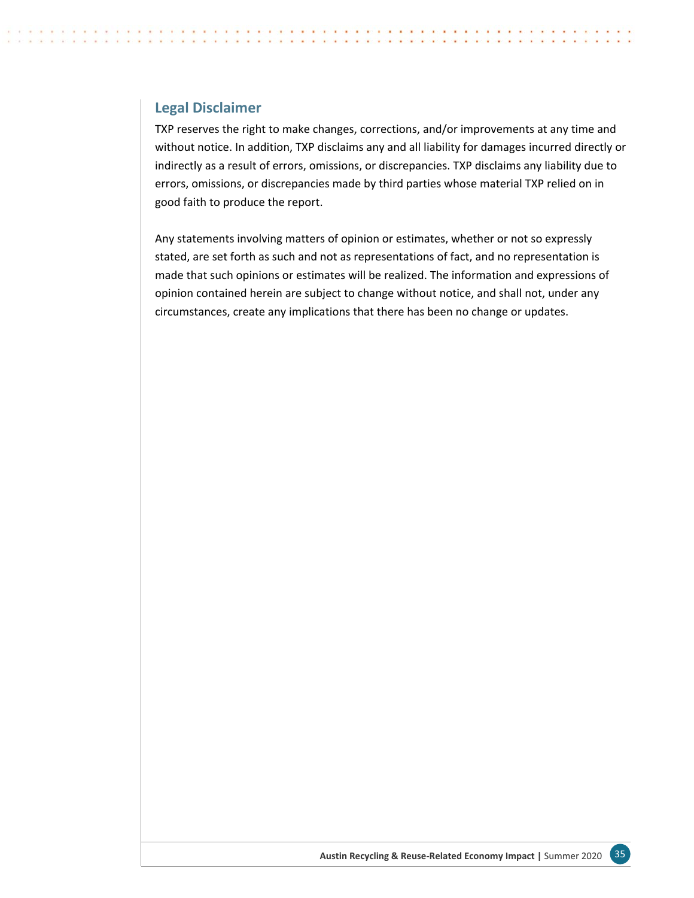## Legal Disclaimer

TXP reserves the right to make changes, corrections, and/or improvements at any time and without notice. In addition, TXP disclaims any and all liability for damages incurred directly or indirectly as a result of errors, omissions, or discrepancies. TXP disclaims any liability due to errors, omissions, or discrepancies made by third parties whose material TXP relied on in good faith to produce the report.

Any statements involving matters of opinion or estimates, whether or not so expressly stated, are set forth as such and not as representations of fact, and no representation is made that such opinions or estimates will be realized. The information and expressions of opinion contained herein are subject to change without notice, and shall not, under any circumstances, create any implications that there has been no change or updates.